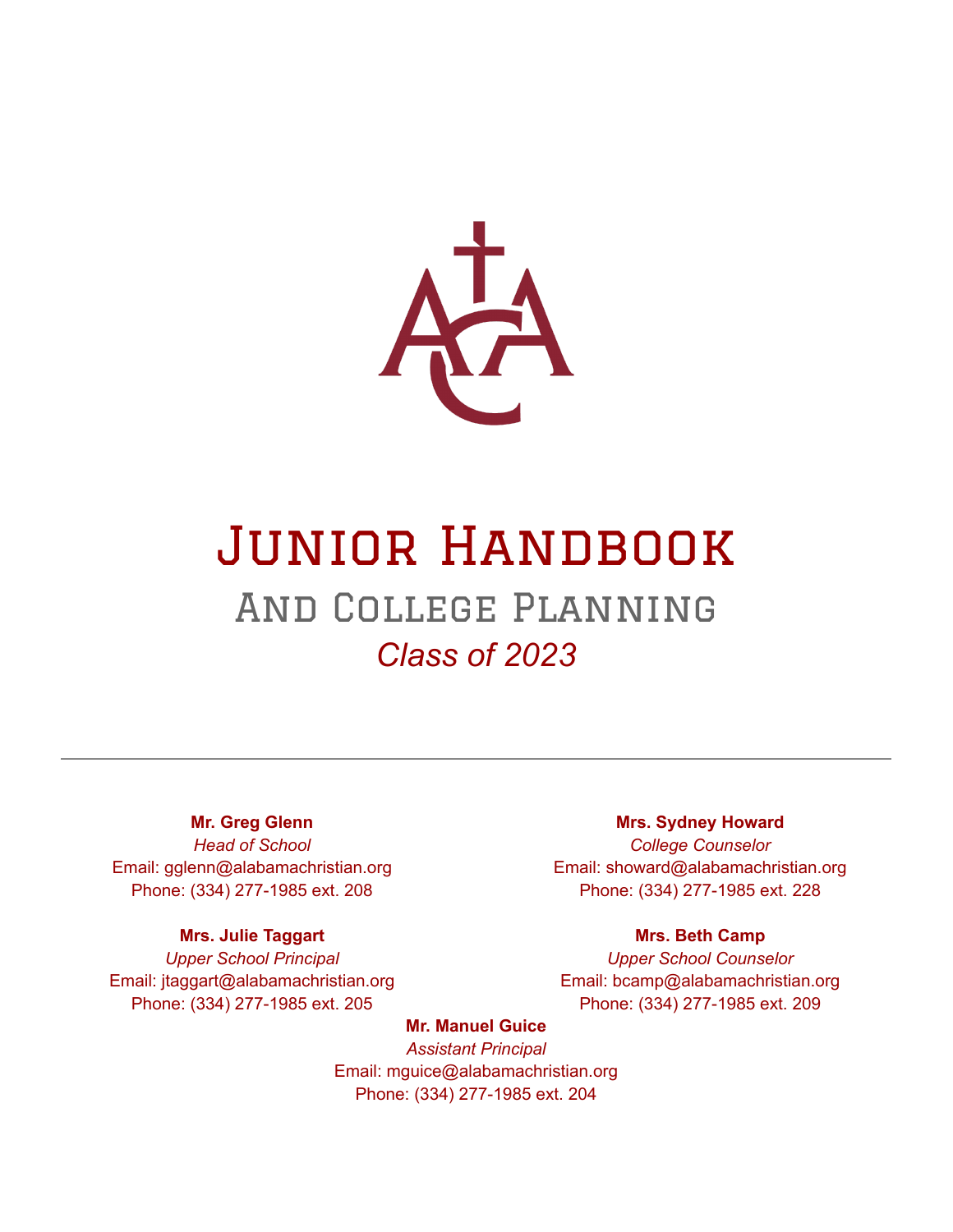# Junior Handbook

## And College Planning

*Class of 2023*

---

**Mr. Greg Glenn**
*Head of School*
Email: gglenn@alabamachristian.org
Phone: (334) 277-1985 ext. 208

**Mrs. Julie Taggart**
*Upper School Principal*
Email: jtaggart@alabamachristian.org
Phone: (334) 277-1985 ext. 205

**Mrs. Sydney Howard**
*College Counselor*
Email: showard@alabamachristian.org
Phone: (334) 277-1985 ext. 228

**Mrs. Beth Camp**
*Upper School Counselor*
Email: bcamp@alabamachristian.org
Phone: (334) 277-1985 ext. 209

**Mr. Manuel Guice**
*Assistant Principal*
Email: mguice@alabamachristian.org
Phone: (334) 277-1985 ext. 204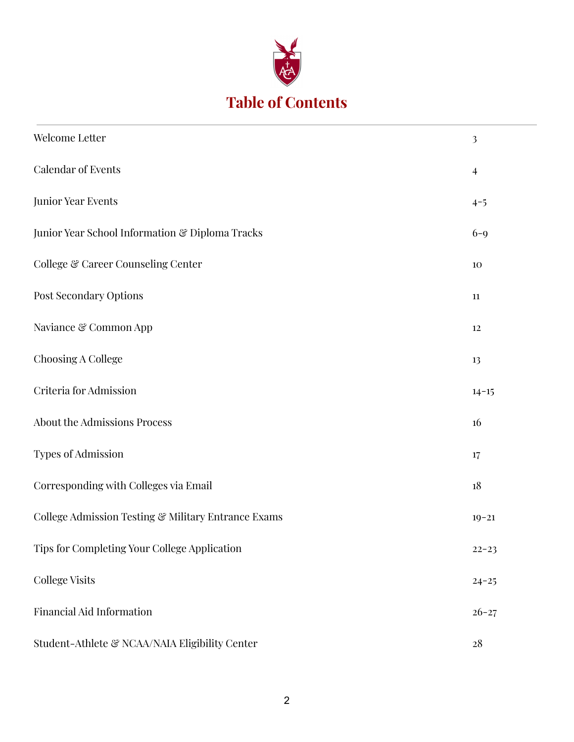# Table of Contents

| | |
|---|---|
| Welcome Letter | 3 |
| Calendar of Events | 4 |
| Junior Year Events | 4-5 |
| Junior Year School Information & Diploma Tracks | 6-9 |
| College & Career Counseling Center | 10 |
| Post Secondary Options | 11 |
| Naviance & Common App | 12 |
| Choosing A College | 13 |
| Criteria for Admission | 14-15 |
| About the Admissions Process | 16 |
| Types of Admission | 17 |
| Corresponding with Colleges via Email | 18 |
| College Admission Testing & Military Entrance Exams | 19-21 |
| Tips for Completing Your College Application | 22-23 |
| College Visits | 24-25 |
| Financial Aid Information | 26-27 |
| Student-Athlete & NCAA/NAIA Eligibility Center | 28 |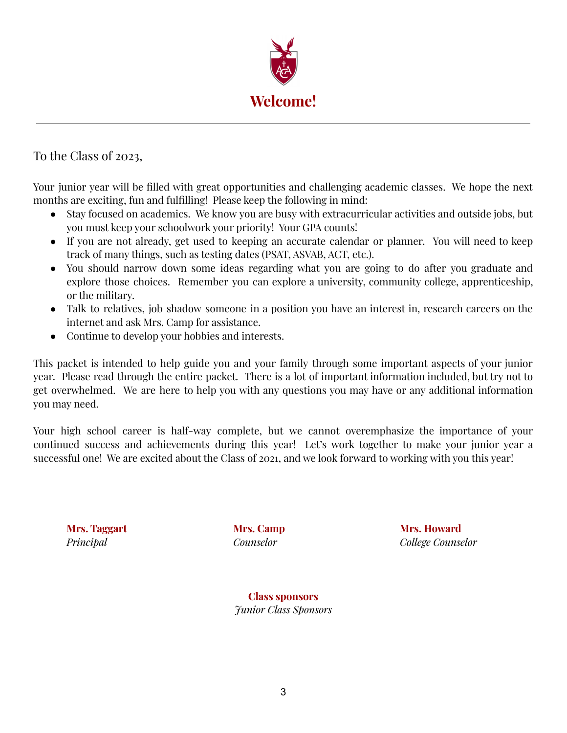# Welcome!

---

To the Class of 2023,

Your junior year will be filled with great opportunities and challenging academic classes. We hope the next months are exciting, fun and fulfilling! Please keep the following in mind:

- Stay focused on academics. We know you are busy with extracurricular activities and outside jobs, but you must keep your schoolwork your priority! Your GPA counts!
- If you are not already, get used to keeping an accurate calendar or planner. You will need to keep track of many things, such as testing dates (PSAT, ASVAB, ACT, etc.).
- You should narrow down some ideas regarding what you are going to do after you graduate and explore those choices. Remember you can explore a university, community college, apprenticeship, or the military.
- Talk to relatives, job shadow someone in a position you have an interest in, research careers on the internet and ask Mrs. Camp for assistance.
- Continue to develop your hobbies and interests.

This packet is intended to help guide you and your family through some important aspects of your junior year. Please read through the entire packet. There is a lot of important information included, but try not to get overwhelmed. We are here to help you with any questions you may have or any additional information you may need.

Your high school career is half-way complete, but we cannot overemphasize the importance of your continued success and achievements during this year! Let's work together to make your junior year a successful one! We are excited about the Class of 2021, and we look forward to working with you this year!

**Mrs. Taggart**
*Principal*

**Mrs. Camp**
*Counselor*

**Mrs. Howard**
*College Counselor*

**Class sponsors**
*Junior Class Sponsors*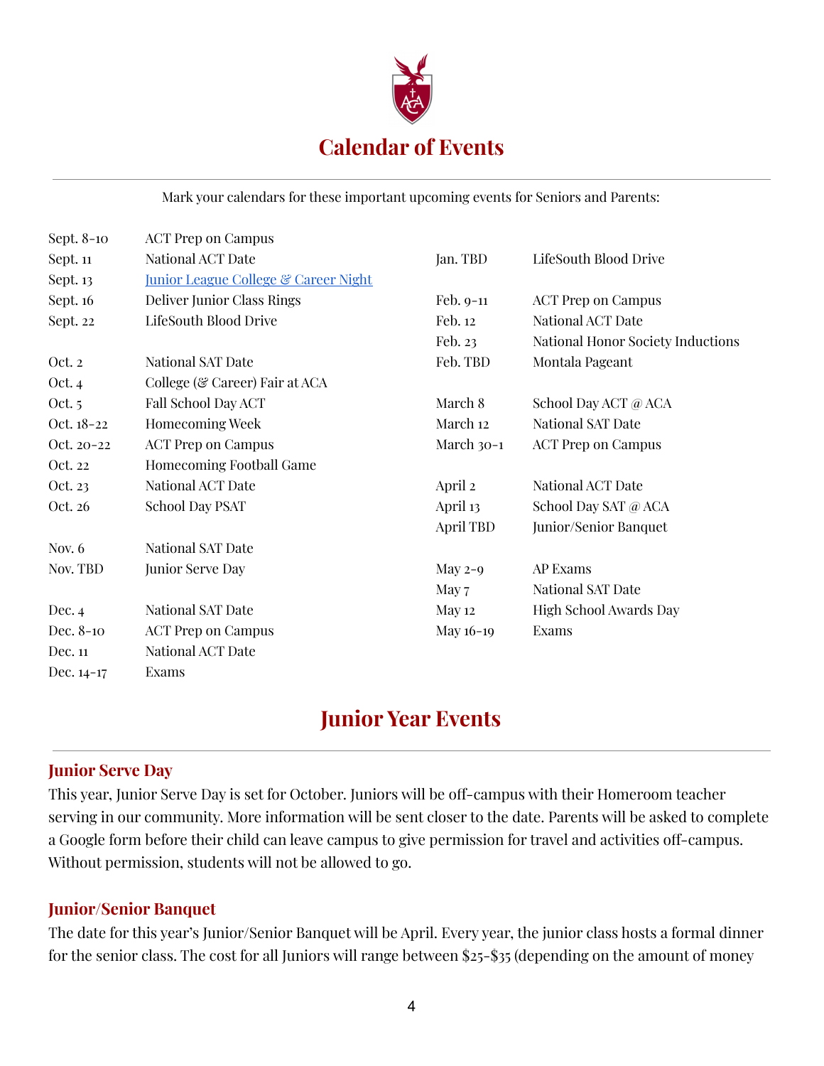# Calendar of Events

Mark your calendars for these important upcoming events for Seniors and Parents:

| Date | Event |
|---|---|
| Sept. 8-10 | ACT Prep on Campus |
| Sept. 11 | National ACT Date |
| Sept. 13 | Junior League College & Career Night |
| Sept. 16 | Deliver Junior Class Rings |
| Sept. 22 | LifeSouth Blood Drive |
| Oct. 2 | National SAT Date |
| Oct. 4 | College (& Career) Fair at ACA |
| Oct. 5 | Fall School Day ACT |
| Oct. 18-22 | Homecoming Week |
| Oct. 20-22 | ACT Prep on Campus |
| Oct. 22 | Homecoming Football Game |
| Oct. 23 | National ACT Date |
| Oct. 26 | School Day PSAT |
| Nov. 6 | National SAT Date |
| Nov. TBD | Junior Serve Day |
| Dec. 4 | National SAT Date |
| Dec. 8-10 | ACT Prep on Campus |
| Dec. 11 | National ACT Date |
| Dec. 14-17 | Exams |
| Jan. TBD | LifeSouth Blood Drive |
| Feb. 9-11 | ACT Prep on Campus |
| Feb. 12 | National ACT Date |
| Feb. 23 | National Honor Society Inductions |
| Feb. TBD | Montala Pageant |
| March 8 | School Day ACT @ ACA |
| March 12 | National SAT Date |
| March 30-1 | ACT Prep on Campus |
| April 2 | National ACT Date |
| April 13 | School Day SAT @ ACA |
| April TBD | Junior/Senior Banquet |
| May 2-9 | AP Exams |
| May 7 | National SAT Date |
| May 12 | High School Awards Day |
| May 16-19 | Exams |

# Junior Year Events

## Junior Serve Day

This year, Junior Serve Day is set for October. Juniors will be off-campus with their Homeroom teacher serving in our community. More information will be sent closer to the date. Parents will be asked to complete a Google form before their child can leave campus to give permission for travel and activities off-campus. Without permission, students will not be allowed to go.

## Junior/Senior Banquet

The date for this year's Junior/Senior Banquet will be April. Every year, the junior class hosts a formal dinner for the senior class. The cost for all Juniors will range between $25-$35 (depending on the amount of money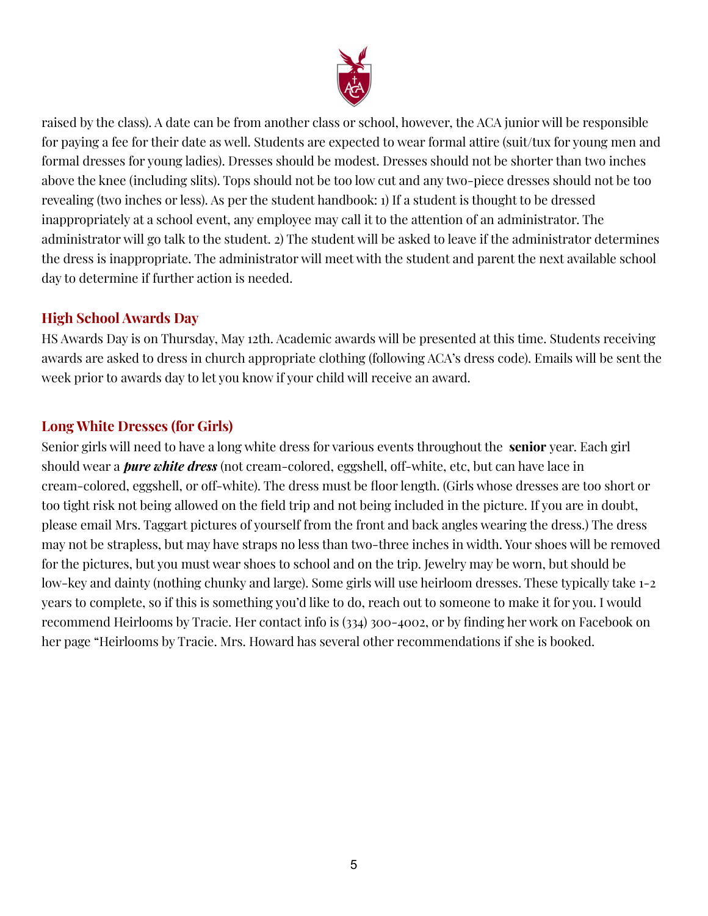raised by the class). A date can be from another class or school, however, the ACA junior will be responsible for paying a fee for their date as well. Students are expected to wear formal attire (suit/tux for young men and formal dresses for young ladies). Dresses should be modest. Dresses should not be shorter than two inches above the knee (including slits). Tops should not be too low cut and any two-piece dresses should not be too revealing (two inches or less). As per the student handbook: 1) If a student is thought to be dressed inappropriately at a school event, any employee may call it to the attention of an administrator. The administrator will go talk to the student. 2) The student will be asked to leave if the administrator determines the dress is inappropriate. The administrator will meet with the student and parent the next available school day to determine if further action is needed.

## High School Awards Day

HS Awards Day is on Thursday, May 12th. Academic awards will be presented at this time. Students receiving awards are asked to dress in church appropriate clothing (following ACA's dress code). Emails will be sent the week prior to awards day to let you know if your child will receive an award.

## Long White Dresses (for Girls)

Senior girls will need to have a long white dress for various events throughout the **senior** year. Each girl should wear a ***pure white dress*** (not cream-colored, eggshell, off-white, etc, but can have lace in cream-colored, eggshell, or off-white). The dress must be floor length. (Girls whose dresses are too short or too tight risk not being allowed on the field trip and not being included in the picture. If you are in doubt, please email Mrs. Taggart pictures of yourself from the front and back angles wearing the dress.) The dress may not be strapless, but may have straps no less than two-three inches in width. Your shoes will be removed for the pictures, but you must wear shoes to school and on the trip. Jewelry may be worn, but should be low-key and dainty (nothing chunky and large). Some girls will use heirloom dresses. These typically take 1-2 years to complete, so if this is something you'd like to do, reach out to someone to make it for you. I would recommend Heirlooms by Tracie. Her contact info is (334) 300-4002, or by finding her work on Facebook on her page "Heirlooms by Tracie. Mrs. Howard has several other recommendations if she is booked.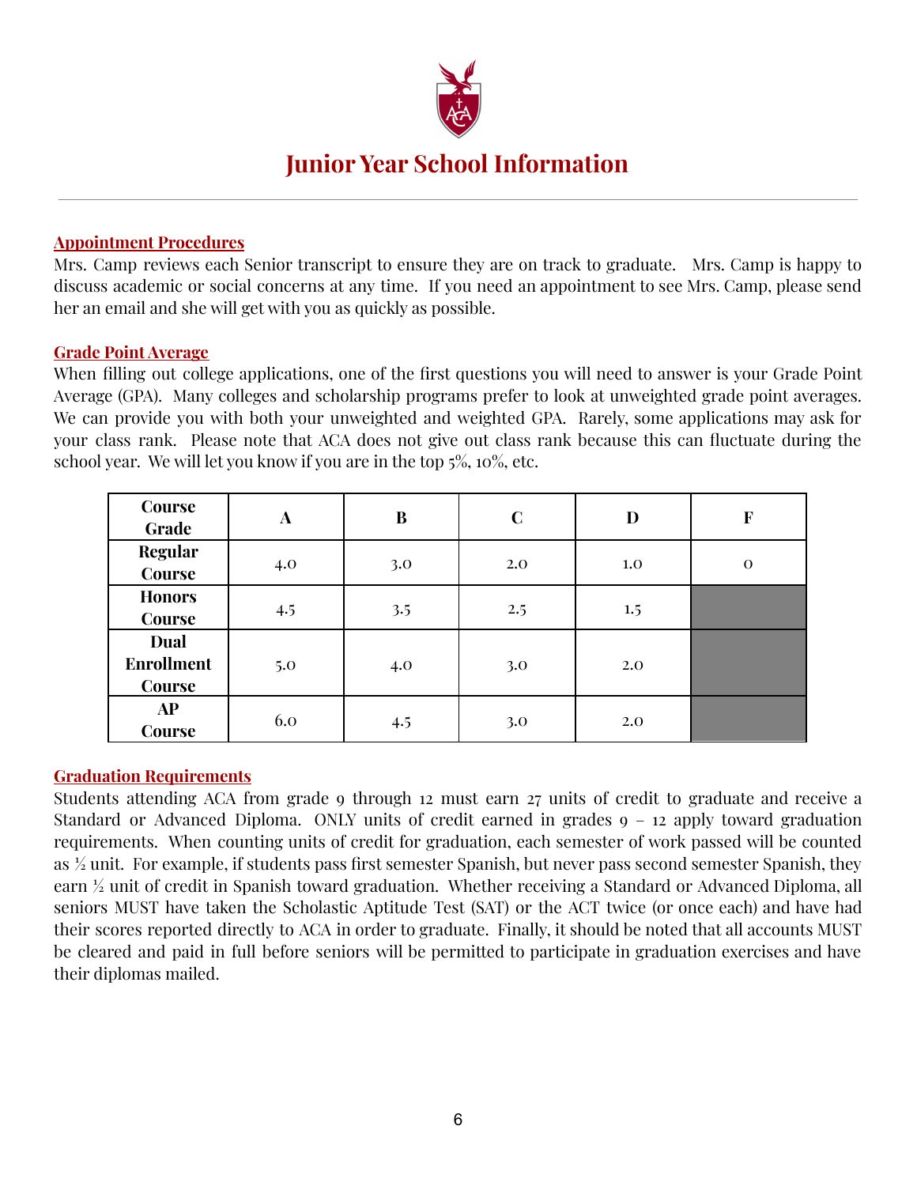# Junior Year School Information

## Appointment Procedures

Mrs. Camp reviews each Senior transcript to ensure they are on track to graduate. Mrs. Camp is happy to discuss academic or social concerns at any time. If you need an appointment to see Mrs. Camp, please send her an email and she will get with you as quickly as possible.

## Grade Point Average

When filling out college applications, one of the first questions you will need to answer is your Grade Point Average (GPA). Many colleges and scholarship programs prefer to look at unweighted grade point averages. We can provide you with both your unweighted and weighted GPA. Rarely, some applications may ask for your class rank. Please note that ACA does not give out class rank because this can fluctuate during the school year. We will let you know if you are in the top 5%, 10%, etc.

| Course Grade | A | B | C | D | F |
|---|---|---|---|---|---|
| Regular Course | 4.0 | 3.0 | 2.0 | 1.0 | 0 |
| Honors Course | 4.5 | 3.5 | 2.5 | 1.5 | |
| Dual Enrollment Course | 5.0 | 4.0 | 3.0 | 2.0 | |
| AP Course | 6.0 | 4.5 | 3.0 | 2.0 | |

## Graduation Requirements

Students attending ACA from grade 9 through 12 must earn 27 units of credit to graduate and receive a Standard or Advanced Diploma. ONLY units of credit earned in grades 9 – 12 apply toward graduation requirements. When counting units of credit for graduation, each semester of work passed will be counted as ½ unit. For example, if students pass first semester Spanish, but never pass second semester Spanish, they earn ½ unit of credit in Spanish toward graduation. Whether receiving a Standard or Advanced Diploma, all seniors MUST have taken the Scholastic Aptitude Test (SAT) or the ACT twice (or once each) and have had their scores reported directly to ACA in order to graduate. Finally, it should be noted that all accounts MUST be cleared and paid in full before seniors will be permitted to participate in graduation exercises and have their diplomas mailed.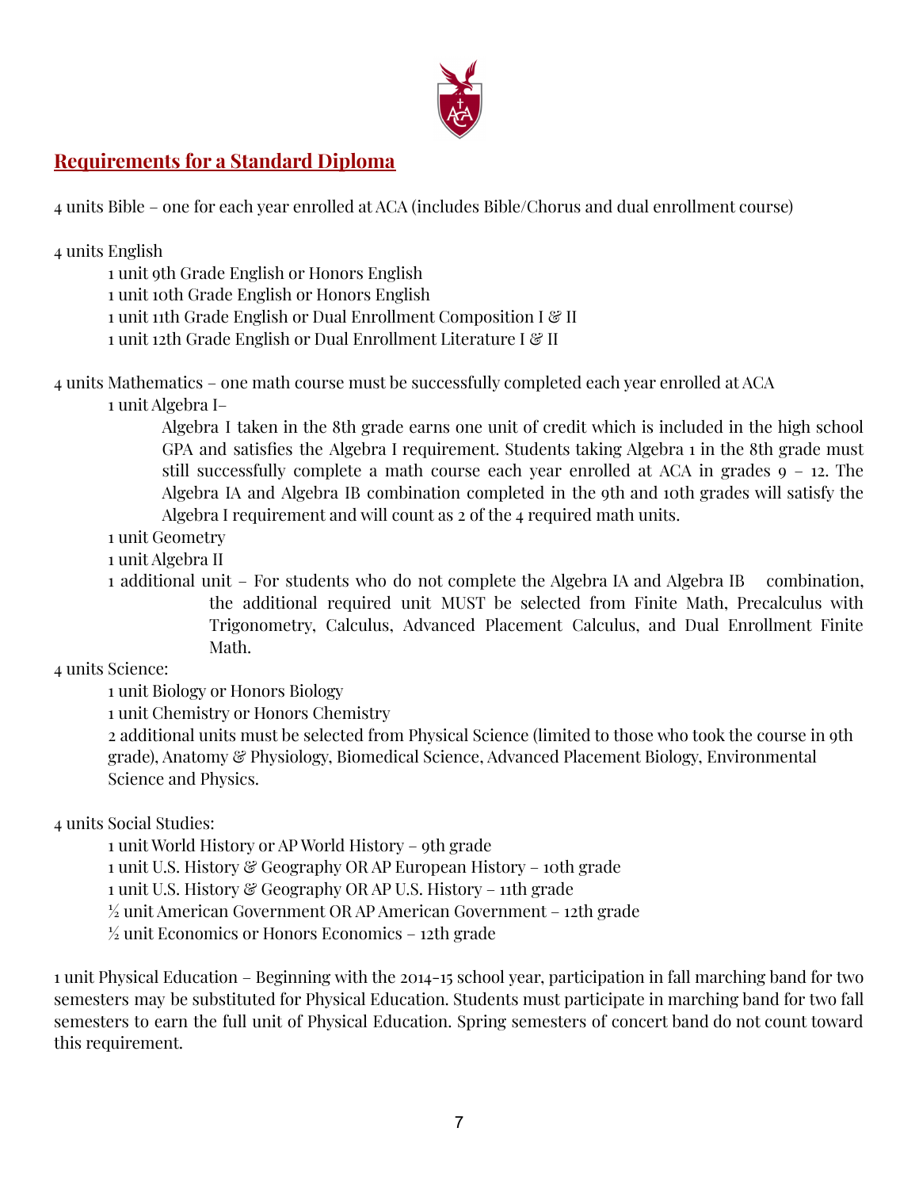## Requirements for a Standard Diploma

4 units Bible – one for each year enrolled at ACA (includes Bible/Chorus and dual enrollment course)

4 units English
- 1 unit 9th Grade English or Honors English
- 1 unit 10th Grade English or Honors English
- 1 unit 11th Grade English or Dual Enrollment Composition I & II
- 1 unit 12th Grade English or Dual Enrollment Literature I & II

4 units Mathematics – one math course must be successfully completed each year enrolled at ACA
- 1 unit Algebra I–
  - Algebra I taken in the 8th grade earns one unit of credit which is included in the high school GPA and satisfies the Algebra I requirement. Students taking Algebra 1 in the 8th grade must still successfully complete a math course each year enrolled at ACA in grades 9 – 12. The Algebra IA and Algebra IB combination completed in the 9th and 10th grades will satisfy the Algebra I requirement and will count as 2 of the 4 required math units.
- 1 unit Geometry
- 1 unit Algebra II
- 1 additional unit – For students who do not complete the Algebra IA and Algebra IB combination, the additional required unit MUST be selected from Finite Math, Precalculus with Trigonometry, Calculus, Advanced Placement Calculus, and Dual Enrollment Finite Math.

4 units Science:
- 1 unit Biology or Honors Biology
- 1 unit Chemistry or Honors Chemistry
- 2 additional units must be selected from Physical Science (limited to those who took the course in 9th grade), Anatomy & Physiology, Biomedical Science, Advanced Placement Biology, Environmental Science and Physics.

4 units Social Studies:
- 1 unit World History or AP World History – 9th grade
- 1 unit U.S. History & Geography OR AP European History – 10th grade
- 1 unit U.S. History & Geography OR AP U.S. History – 11th grade
- ½ unit American Government OR AP American Government – 12th grade
- ½ unit Economics or Honors Economics – 12th grade

1 unit Physical Education – Beginning with the 2014-15 school year, participation in fall marching band for two semesters may be substituted for Physical Education. Students must participate in marching band for two fall semesters to earn the full unit of Physical Education. Spring semesters of concert band do not count toward this requirement.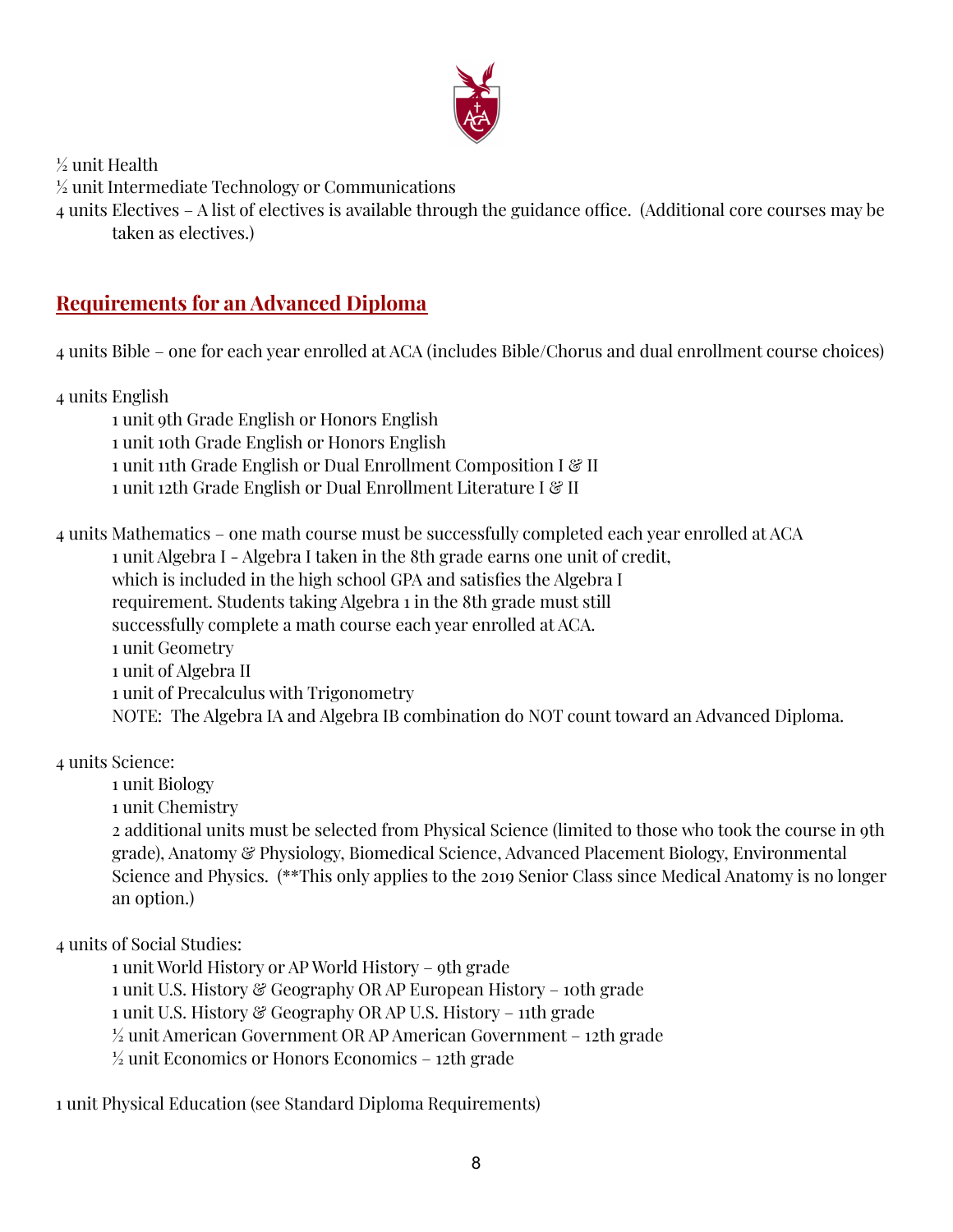½ unit Health

½ unit Intermediate Technology or Communications

4 units Electives – A list of electives is available through the guidance office. (Additional core courses may be taken as electives.)

## Requirements for an Advanced Diploma

4 units Bible – one for each year enrolled at ACA (includes Bible/Chorus and dual enrollment course choices)

4 units English

- 1 unit 9th Grade English or Honors English
- 1 unit 10th Grade English or Honors English
- 1 unit 11th Grade English or Dual Enrollment Composition I & II
- 1 unit 12th Grade English or Dual Enrollment Literature I & II

4 units Mathematics – one math course must be successfully completed each year enrolled at ACA

- 1 unit Algebra I - Algebra I taken in the 8th grade earns one unit of credit, which is included in the high school GPA and satisfies the Algebra I requirement. Students taking Algebra 1 in the 8th grade must still successfully complete a math course each year enrolled at ACA.
- 1 unit Geometry
- 1 unit of Algebra II
- 1 unit of Precalculus with Trigonometry

NOTE: The Algebra IA and Algebra IB combination do NOT count toward an Advanced Diploma.

4 units Science:

- 1 unit Biology
- 1 unit Chemistry
- 2 additional units must be selected from Physical Science (limited to those who took the course in 9th grade), Anatomy & Physiology, Biomedical Science, Advanced Placement Biology, Environmental Science and Physics. (**This only applies to the 2019 Senior Class since Medical Anatomy is no longer an option.)

4 units of Social Studies:

- 1 unit World History or AP World History – 9th grade
- 1 unit U.S. History & Geography OR AP European History – 10th grade
- 1 unit U.S. History & Geography OR AP U.S. History – 11th grade
- ½ unit American Government OR AP American Government – 12th grade
- ½ unit Economics or Honors Economics – 12th grade

1 unit Physical Education (see Standard Diploma Requirements)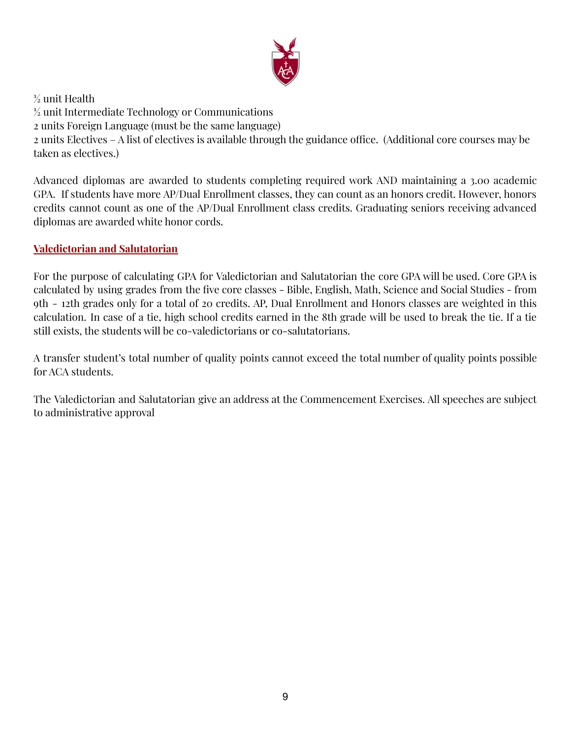½ unit Health
½ unit Intermediate Technology or Communications
2 units Foreign Language (must be the same language)
2 units Electives – A list of electives is available through the guidance office. (Additional core courses may be taken as electives.)

Advanced diplomas are awarded to students completing required work AND maintaining a 3.00 academic GPA. If students have more AP/Dual Enrollment classes, they can count as an honors credit. However, honors credits cannot count as one of the AP/Dual Enrollment class credits. Graduating seniors receiving advanced diplomas are awarded white honor cords.

## Valedictorian and Salutatorian

For the purpose of calculating GPA for Valedictorian and Salutatorian the core GPA will be used. Core GPA is calculated by using grades from the five core classes - Bible, English, Math, Science and Social Studies - from 9th - 12th grades only for a total of 20 credits. AP, Dual Enrollment and Honors classes are weighted in this calculation. In case of a tie, high school credits earned in the 8th grade will be used to break the tie. If a tie still exists, the students will be co-valedictorians or co-salutatorians.

A transfer student's total number of quality points cannot exceed the total number of quality points possible for ACA students.

The Valedictorian and Salutatorian give an address at the Commencement Exercises. All speeches are subject to administrative approval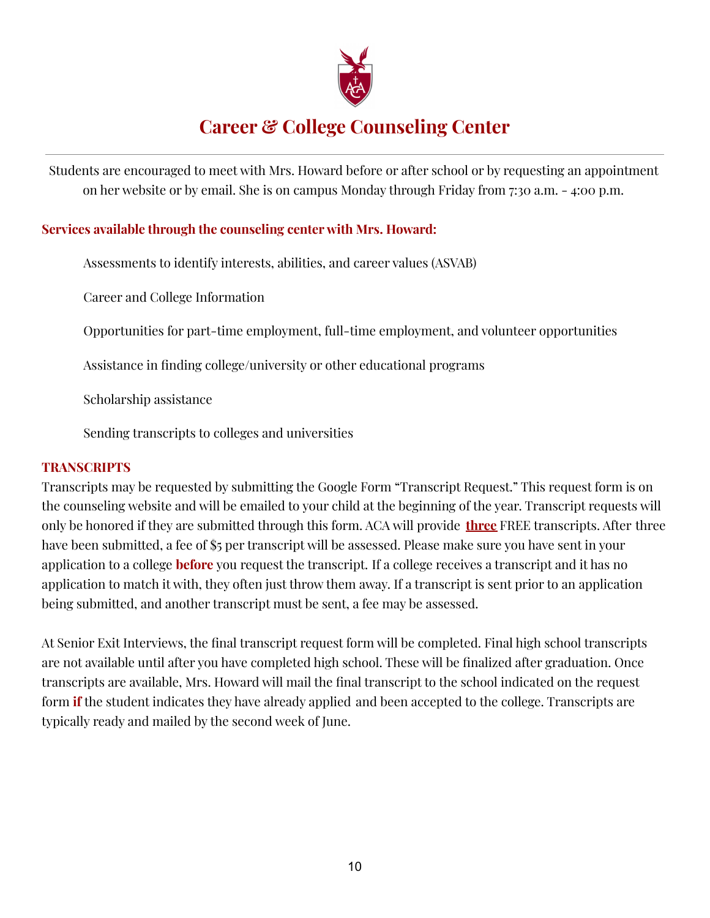# Career & College Counseling Center

Students are encouraged to meet with Mrs. Howard before or after school or by requesting an appointment on her website or by email. She is on campus Monday through Friday from 7:30 a.m. - 4:00 p.m.

**Services available through the counseling center with Mrs. Howard:**

Assessments to identify interests, abilities, and career values (ASVAB)

Career and College Information

Opportunities for part-time employment, full-time employment, and volunteer opportunities

Assistance in finding college/university or other educational programs

Scholarship assistance

Sending transcripts to colleges and universities

**TRANSCRIPTS**

Transcripts may be requested by submitting the Google Form "Transcript Request." This request form is on the counseling website and will be emailed to your child at the beginning of the year. Transcript requests will only be honored if they are submitted through this form. ACA will provide **three** FREE transcripts. After three have been submitted, a fee of $5 per transcript will be assessed. Please make sure you have sent in your application to a college **before** you request the transcript. If a college receives a transcript and it has no application to match it with, they often just throw them away. If a transcript is sent prior to an application being submitted, and another transcript must be sent, a fee may be assessed.

At Senior Exit Interviews, the final transcript request form will be completed. Final high school transcripts are not available until after you have completed high school. These will be finalized after graduation. Once transcripts are available, Mrs. Howard will mail the final transcript to the school indicated on the request form **if** the student indicates they have already applied and been accepted to the college. Transcripts are typically ready and mailed by the second week of June.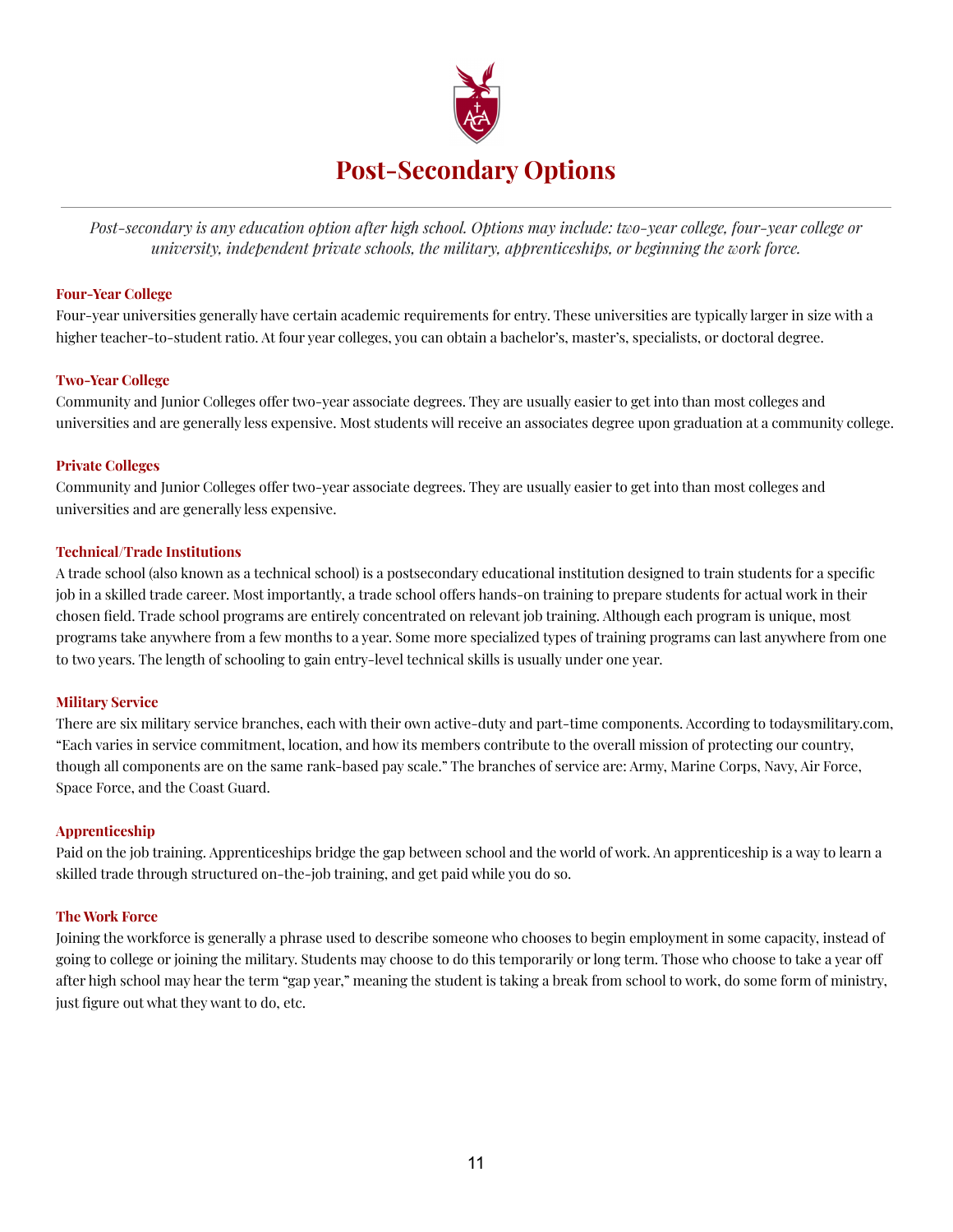# Post-Secondary Options

*Post-secondary is any education option after high school. Options may include: two-year college, four-year college or university, independent private schools, the military, apprenticeships, or beginning the work force.*

### Four-Year College

Four-year universities generally have certain academic requirements for entry. These universities are typically larger in size with a higher teacher-to-student ratio. At four year colleges, you can obtain a bachelor's, master's, specialists, or doctoral degree.

### Two-Year College

Community and Junior Colleges offer two-year associate degrees. They are usually easier to get into than most colleges and universities and are generally less expensive. Most students will receive an associates degree upon graduation at a community college.

### Private Colleges

Community and Junior Colleges offer two-year associate degrees. They are usually easier to get into than most colleges and universities and are generally less expensive.

### Technical/Trade Institutions

A trade school (also known as a technical school) is a postsecondary educational institution designed to train students for a specific job in a skilled trade career. Most importantly, a trade school offers hands-on training to prepare students for actual work in their chosen field. Trade school programs are entirely concentrated on relevant job training. Although each program is unique, most programs take anywhere from a few months to a year. Some more specialized types of training programs can last anywhere from one to two years. The length of schooling to gain entry-level technical skills is usually under one year.

### Military Service

There are six military service branches, each with their own active-duty and part-time components. According to todaysmilitary.com, "Each varies in service commitment, location, and how its members contribute to the overall mission of protecting our country, though all components are on the same rank-based pay scale." The branches of service are: Army, Marine Corps, Navy, Air Force, Space Force, and the Coast Guard.

### Apprenticeship

Paid on the job training. Apprenticeships bridge the gap between school and the world of work. An apprenticeship is a way to learn a skilled trade through structured on-the-job training, and get paid while you do so.

### The Work Force

Joining the workforce is generally a phrase used to describe someone who chooses to begin employment in some capacity, instead of going to college or joining the military. Students may choose to do this temporarily or long term. Those who choose to take a year off after high school may hear the term "gap year," meaning the student is taking a break from school to work, do some form of ministry, just figure out what they want to do, etc.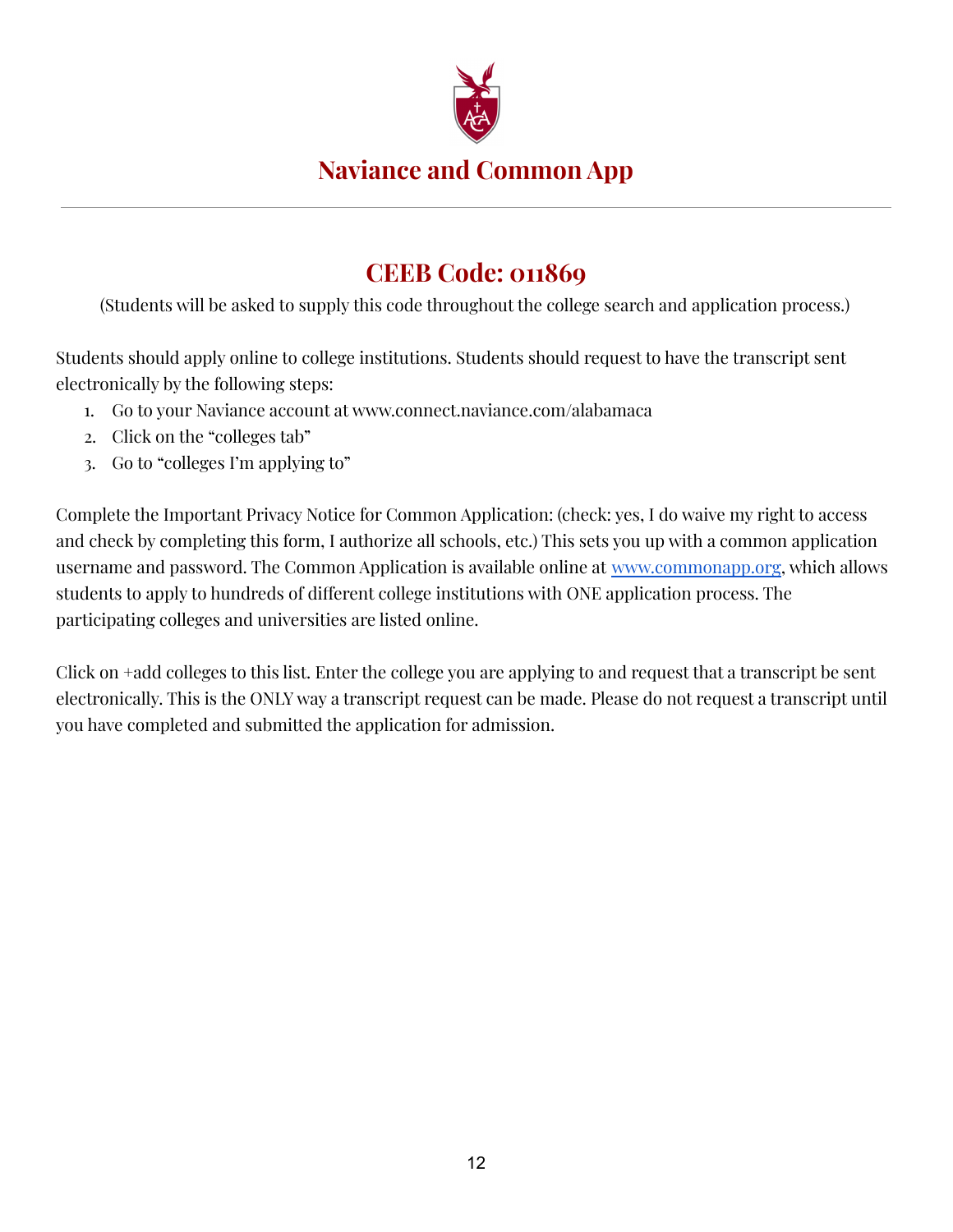# Naviance and Common App

## CEEB Code: 011869

(Students will be asked to supply this code throughout the college search and application process.)

Students should apply online to college institutions. Students should request to have the transcript sent electronically by the following steps:

1. Go to your Naviance account at www.connect.naviance.com/alabamaca
2. Click on the "colleges tab"
3. Go to "colleges I'm applying to"

Complete the Important Privacy Notice for Common Application: (check: yes, I do waive my right to access and check by completing this form, I authorize all schools, etc.) This sets you up with a common application username and password. The Common Application is available online at [www.commonapp.org](http://www.commonapp.org), which allows students to apply to hundreds of different college institutions with ONE application process. The participating colleges and universities are listed online.

Click on +add colleges to this list. Enter the college you are applying to and request that a transcript be sent electronically. This is the ONLY way a transcript request can be made. Please do not request a transcript until you have completed and submitted the application for admission.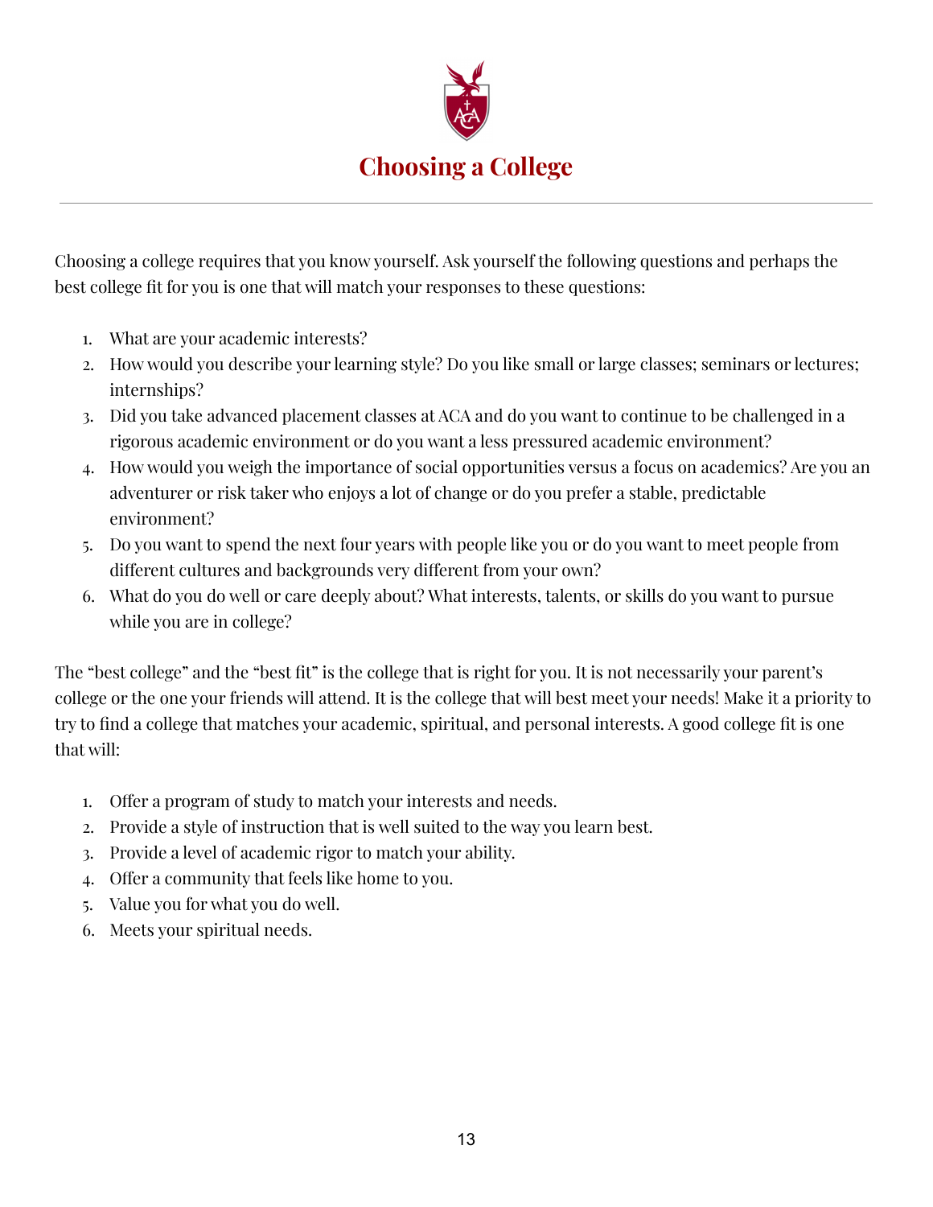# Choosing a College

Choosing a college requires that you know yourself. Ask yourself the following questions and perhaps the best college fit for you is one that will match your responses to these questions:

1. What are your academic interests?
2. How would you describe your learning style? Do you like small or large classes; seminars or lectures; internships?
3. Did you take advanced placement classes at ACA and do you want to continue to be challenged in a rigorous academic environment or do you want a less pressured academic environment?
4. How would you weigh the importance of social opportunities versus a focus on academics? Are you an adventurer or risk taker who enjoys a lot of change or do you prefer a stable, predictable environment?
5. Do you want to spend the next four years with people like you or do you want to meet people from different cultures and backgrounds very different from your own?
6. What do you do well or care deeply about? What interests, talents, or skills do you want to pursue while you are in college?

The "best college" and the "best fit" is the college that is right for you. It is not necessarily your parent's college or the one your friends will attend. It is the college that will best meet your needs! Make it a priority to try to find a college that matches your academic, spiritual, and personal interests. A good college fit is one that will:

1. Offer a program of study to match your interests and needs.
2. Provide a style of instruction that is well suited to the way you learn best.
3. Provide a level of academic rigor to match your ability.
4. Offer a community that feels like home to you.
5. Value you for what you do well.
6. Meets your spiritual needs.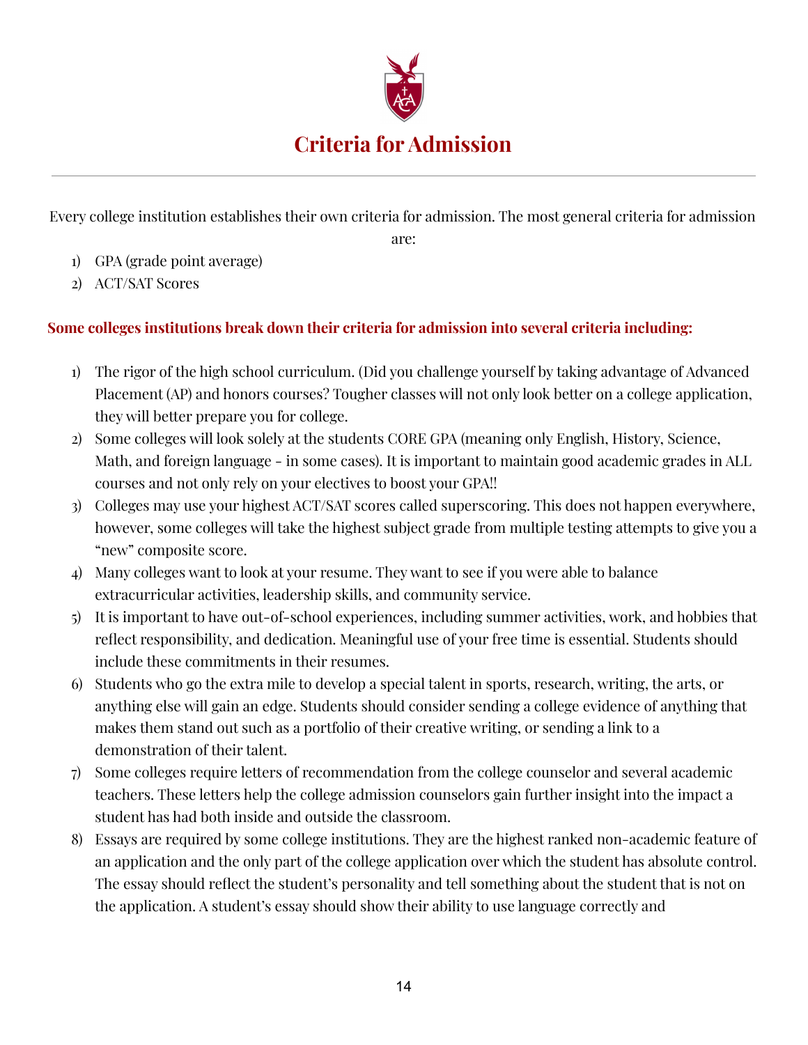# Criteria for Admission

Every college institution establishes their own criteria for admission. The most general criteria for admission are:

1) GPA (grade point average)
2) ACT/SAT Scores

**Some colleges institutions break down their criteria for admission into several criteria including:**

1) The rigor of the high school curriculum. (Did you challenge yourself by taking advantage of Advanced Placement (AP) and honors courses? Tougher classes will not only look better on a college application, they will better prepare you for college.
2) Some colleges will look solely at the students CORE GPA (meaning only English, History, Science, Math, and foreign language - in some cases). It is important to maintain good academic grades in ALL courses and not only rely on your electives to boost your GPA!!
3) Colleges may use your highest ACT/SAT scores called superscoring. This does not happen everywhere, however, some colleges will take the highest subject grade from multiple testing attempts to give you a "new" composite score.
4) Many colleges want to look at your resume. They want to see if you were able to balance extracurricular activities, leadership skills, and community service.
5) It is important to have out-of-school experiences, including summer activities, work, and hobbies that reflect responsibility, and dedication. Meaningful use of your free time is essential. Students should include these commitments in their resumes.
6) Students who go the extra mile to develop a special talent in sports, research, writing, the arts, or anything else will gain an edge. Students should consider sending a college evidence of anything that makes them stand out such as a portfolio of their creative writing, or sending a link to a demonstration of their talent.
7) Some colleges require letters of recommendation from the college counselor and several academic teachers. These letters help the college admission counselors gain further insight into the impact a student has had both inside and outside the classroom.
8) Essays are required by some college institutions. They are the highest ranked non-academic feature of an application and the only part of the college application over which the student has absolute control. The essay should reflect the student's personality and tell something about the student that is not on the application. A student's essay should show their ability to use language correctly and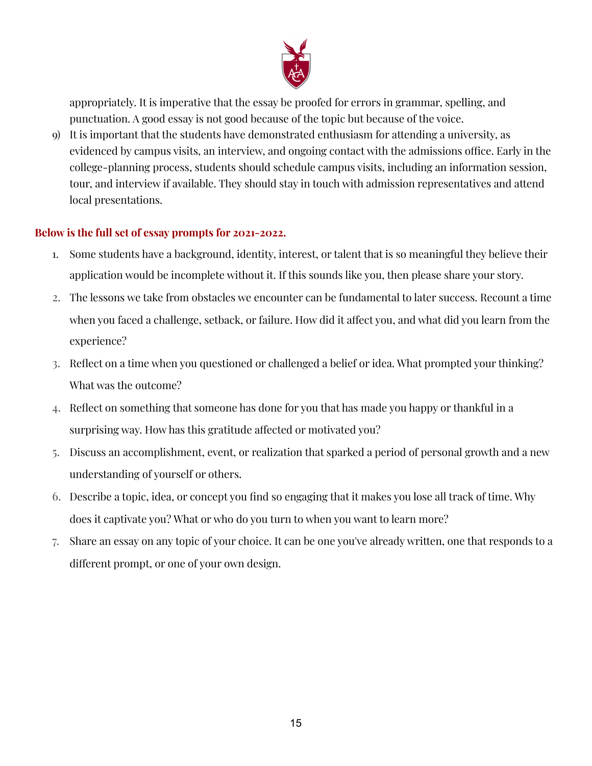appropriately. It is imperative that the essay be proofed for errors in grammar, spelling, and punctuation. A good essay is not good because of the topic but because of the voice.

9) It is important that the students have demonstrated enthusiasm for attending a university, as evidenced by campus visits, an interview, and ongoing contact with the admissions office. Early in the college-planning process, students should schedule campus visits, including an information session, tour, and interview if available. They should stay in touch with admission representatives and attend local presentations.

**Below is the full set of essay prompts for 2021-2022.**

1. Some students have a background, identity, interest, or talent that is so meaningful they believe their application would be incomplete without it. If this sounds like you, then please share your story.
2. The lessons we take from obstacles we encounter can be fundamental to later success. Recount a time when you faced a challenge, setback, or failure. How did it affect you, and what did you learn from the experience?
3. Reflect on a time when you questioned or challenged a belief or idea. What prompted your thinking? What was the outcome?
4. Reflect on something that someone has done for you that has made you happy or thankful in a surprising way. How has this gratitude affected or motivated you?
5. Discuss an accomplishment, event, or realization that sparked a period of personal growth and a new understanding of yourself or others.
6. Describe a topic, idea, or concept you find so engaging that it makes you lose all track of time. Why does it captivate you? What or who do you turn to when you want to learn more?
7. Share an essay on any topic of your choice. It can be one you've already written, one that responds to a different prompt, or one of your own design.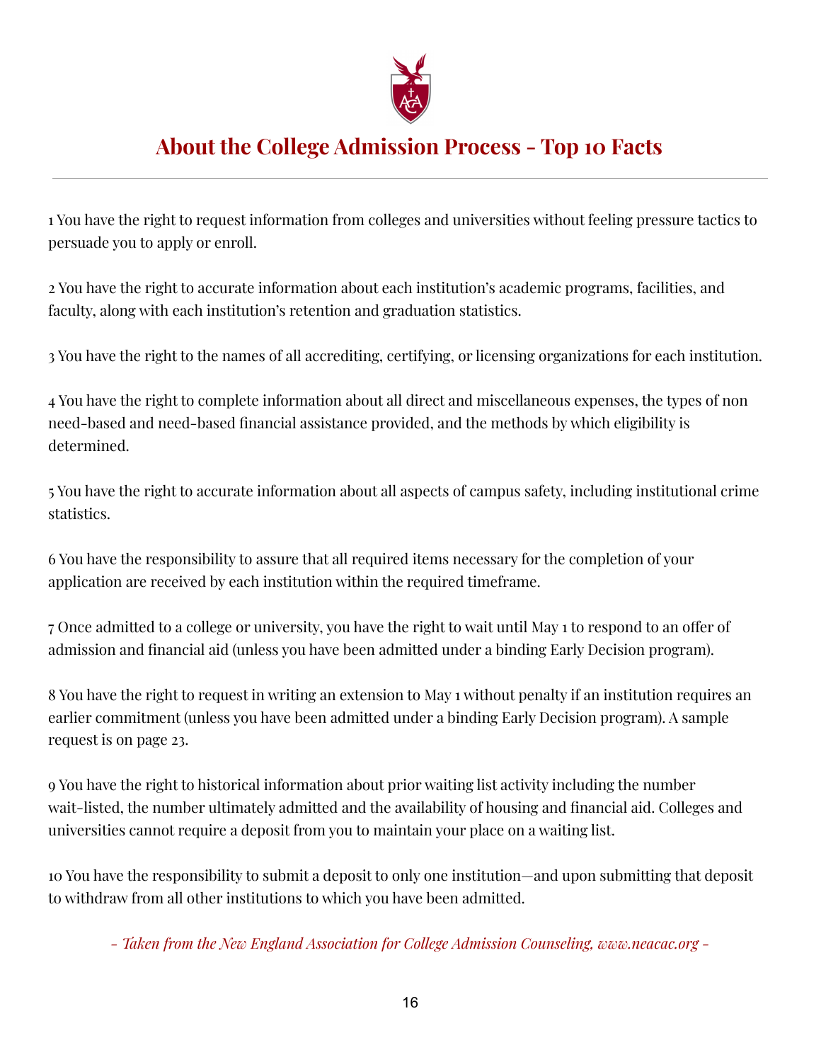# About the College Admission Process - Top 10 Facts

1 You have the right to request information from colleges and universities without feeling pressure tactics to persuade you to apply or enroll.

2 You have the right to accurate information about each institution's academic programs, facilities, and faculty, along with each institution's retention and graduation statistics.

3 You have the right to the names of all accrediting, certifying, or licensing organizations for each institution.

4 You have the right to complete information about all direct and miscellaneous expenses, the types of non need-based and need-based financial assistance provided, and the methods by which eligibility is determined.

5 You have the right to accurate information about all aspects of campus safety, including institutional crime statistics.

6 You have the responsibility to assure that all required items necessary for the completion of your application are received by each institution within the required timeframe.

7 Once admitted to a college or university, you have the right to wait until May 1 to respond to an offer of admission and financial aid (unless you have been admitted under a binding Early Decision program).

8 You have the right to request in writing an extension to May 1 without penalty if an institution requires an earlier commitment (unless you have been admitted under a binding Early Decision program). A sample request is on page 23.

9 You have the right to historical information about prior waiting list activity including the number wait-listed, the number ultimately admitted and the availability of housing and financial aid. Colleges and universities cannot require a deposit from you to maintain your place on a waiting list.

10 You have the responsibility to submit a deposit to only one institution—and upon submitting that deposit to withdraw from all other institutions to which you have been admitted.

*- Taken from the New England Association for College Admission Counseling, www.neacac.org -*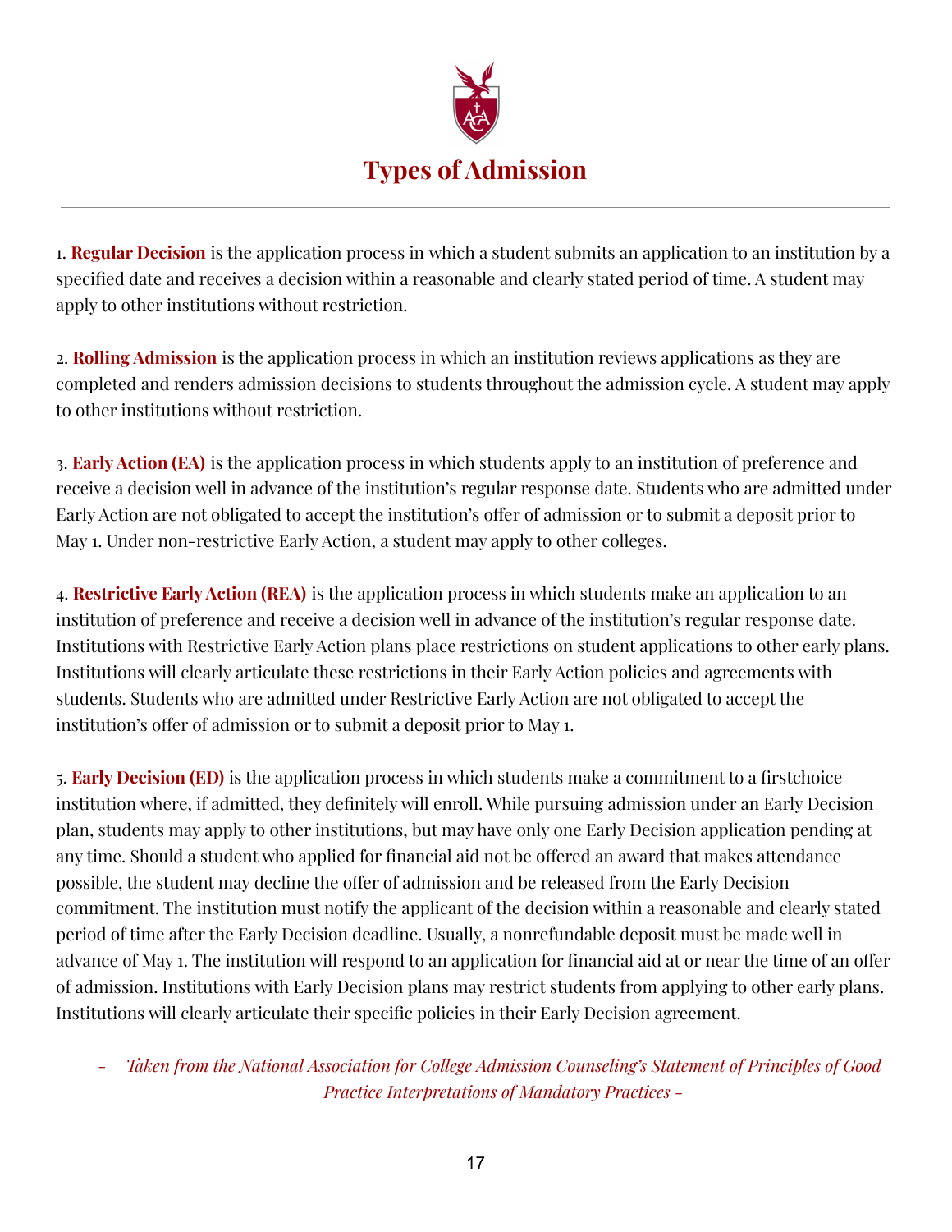# Types of Admission

1. **Regular Decision** is the application process in which a student submits an application to an institution by a specified date and receives a decision within a reasonable and clearly stated period of time. A student may apply to other institutions without restriction.

2. **Rolling Admission** is the application process in which an institution reviews applications as they are completed and renders admission decisions to students throughout the admission cycle. A student may apply to other institutions without restriction.

3. **Early Action (EA)** is the application process in which students apply to an institution of preference and receive a decision well in advance of the institution's regular response date. Students who are admitted under Early Action are not obligated to accept the institution's offer of admission or to submit a deposit prior to May 1. Under non-restrictive Early Action, a student may apply to other colleges.

4. **Restrictive Early Action (REA)** is the application process in which students make an application to an institution of preference and receive a decision well in advance of the institution's regular response date. Institutions with Restrictive Early Action plans place restrictions on student applications to other early plans. Institutions will clearly articulate these restrictions in their Early Action policies and agreements with students. Students who are admitted under Restrictive Early Action are not obligated to accept the institution's offer of admission or to submit a deposit prior to May 1.

5. **Early Decision (ED)** is the application process in which students make a commitment to a firstchoice institution where, if admitted, they definitely will enroll. While pursuing admission under an Early Decision plan, students may apply to other institutions, but may have only one Early Decision application pending at any time. Should a student who applied for financial aid not be offered an award that makes attendance possible, the student may decline the offer of admission and be released from the Early Decision commitment. The institution must notify the applicant of the decision within a reasonable and clearly stated period of time after the Early Decision deadline. Usually, a nonrefundable deposit must be made well in advance of May 1. The institution will respond to an application for financial aid at or near the time of an offer of admission. Institutions with Early Decision plans may restrict students from applying to other early plans. Institutions will clearly articulate their specific policies in their Early Decision agreement.

*- Taken from the National Association for College Admission Counseling's Statement of Principles of Good Practice Interpretations of Mandatory Practices -*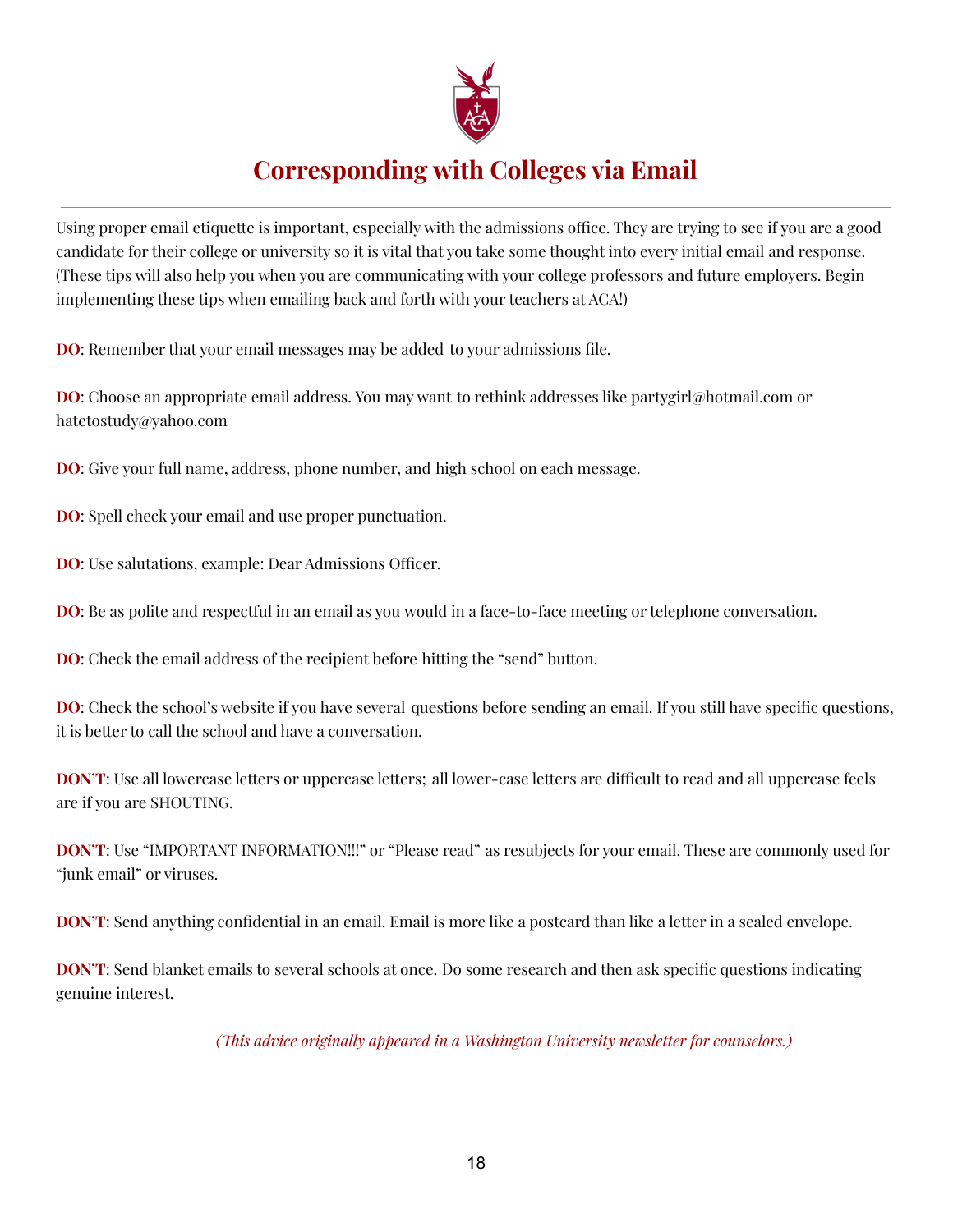# Corresponding with Colleges via Email

Using proper email etiquette is important, especially with the admissions office. They are trying to see if you are a good candidate for their college or university so it is vital that you take some thought into every initial email and response. (These tips will also help you when you are communicating with your college professors and future employers. Begin implementing these tips when emailing back and forth with your teachers at ACA!)

**DO**: Remember that your email messages may be added to your admissions file.

**DO**: Choose an appropriate email address. You may want to rethink addresses like partygirl@hotmail.com or hatetostudy@yahoo.com

**DO**: Give your full name, address, phone number, and high school on each message.

**DO**: Spell check your email and use proper punctuation.

**DO**: Use salutations, example: Dear Admissions Officer.

**DO**: Be as polite and respectful in an email as you would in a face-to-face meeting or telephone conversation.

**DO**: Check the email address of the recipient before hitting the "send" button.

**DO**: Check the school's website if you have several questions before sending an email. If you still have specific questions, it is better to call the school and have a conversation.

**DON'T**: Use all lowercase letters or uppercase letters; all lower-case letters are difficult to read and all uppercase feels are if you are SHOUTING.

**DON'T**: Use "IMPORTANT INFORMATION!!!" or "Please read" as resubjects for your email. These are commonly used for "junk email" or viruses.

**DON'T**: Send anything confidential in an email. Email is more like a postcard than like a letter in a sealed envelope.

**DON'T**: Send blanket emails to several schools at once. Do some research and then ask specific questions indicating genuine interest.

*(This advice originally appeared in a Washington University newsletter for counselors.)*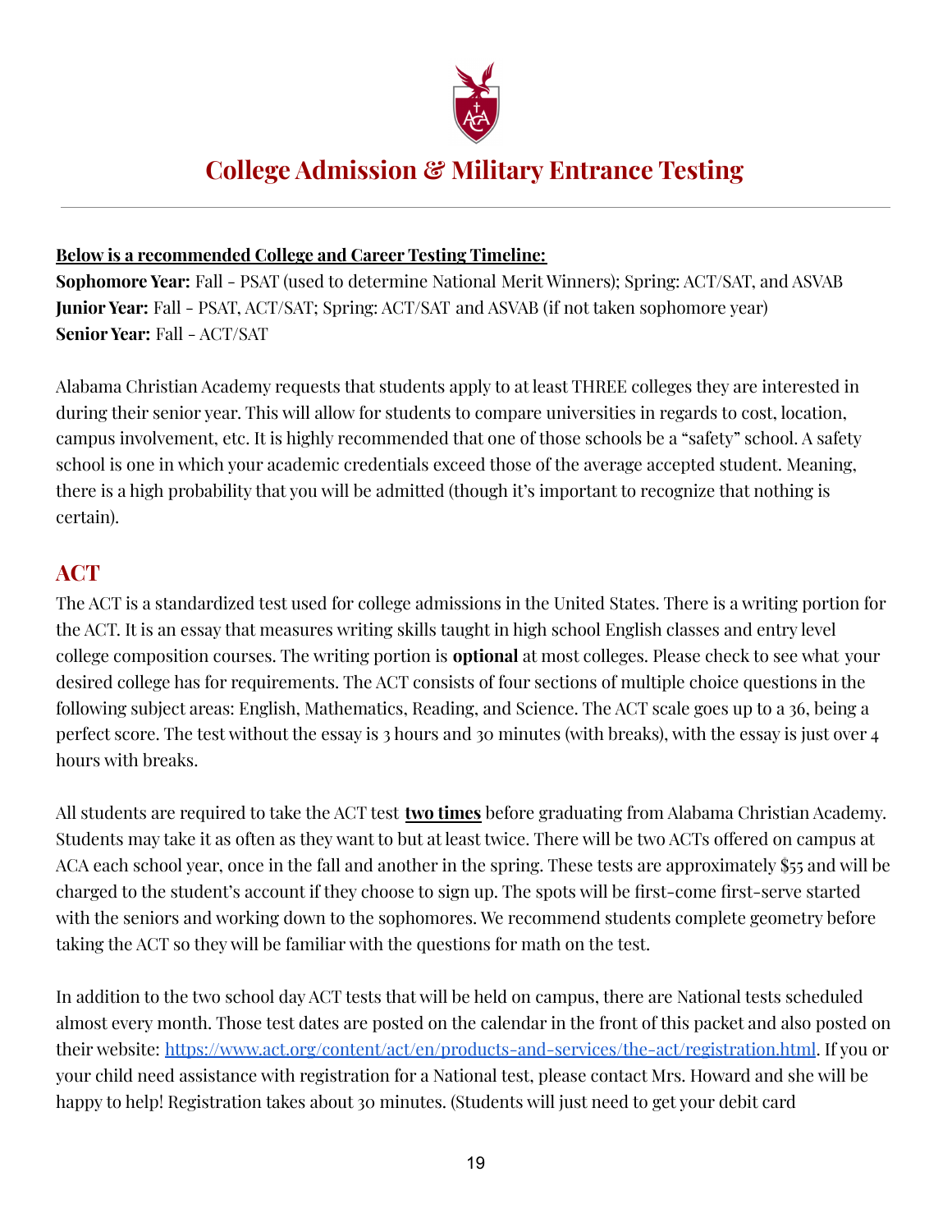# College Admission & Military Entrance Testing

---

**Below is a recommended College and Career Testing Timeline:**

**Sophomore Year:** Fall - PSAT (used to determine National Merit Winners); Spring: ACT/SAT, and ASVAB
**Junior Year:** Fall - PSAT, ACT/SAT; Spring: ACT/SAT and ASVAB (if not taken sophomore year)
**Senior Year:** Fall - ACT/SAT

Alabama Christian Academy requests that students apply to at least THREE colleges they are interested in during their senior year. This will allow for students to compare universities in regards to cost, location, campus involvement, etc. It is highly recommended that one of those schools be a "safety" school. A safety school is one in which your academic credentials exceed those of the average accepted student. Meaning, there is a high probability that you will be admitted (though it's important to recognize that nothing is certain).

## ACT

The ACT is a standardized test used for college admissions in the United States. There is a writing portion for the ACT. It is an essay that measures writing skills taught in high school English classes and entry level college composition courses. The writing portion is **optional** at most colleges. Please check to see what your desired college has for requirements. The ACT consists of four sections of multiple choice questions in the following subject areas: English, Mathematics, Reading, and Science. The ACT scale goes up to a 36, being a perfect score. The test without the essay is 3 hours and 30 minutes (with breaks), with the essay is just over 4 hours with breaks.

All students are required to take the ACT test **two times** before graduating from Alabama Christian Academy. Students may take it as often as they want to but at least twice. There will be two ACTs offered on campus at ACA each school year, once in the fall and another in the spring. These tests are approximately $55 and will be charged to the student's account if they choose to sign up. The spots will be first-come first-serve started with the seniors and working down to the sophomores. We recommend students complete geometry before taking the ACT so they will be familiar with the questions for math on the test.

In addition to the two school day ACT tests that will be held on campus, there are National tests scheduled almost every month. Those test dates are posted on the calendar in the front of this packet and also posted on their website: https://www.act.org/content/act/en/products-and-services/the-act/registration.html. If you or your child need assistance with registration for a National test, please contact Mrs. Howard and she will be happy to help! Registration takes about 30 minutes. (Students will just need to get your debit card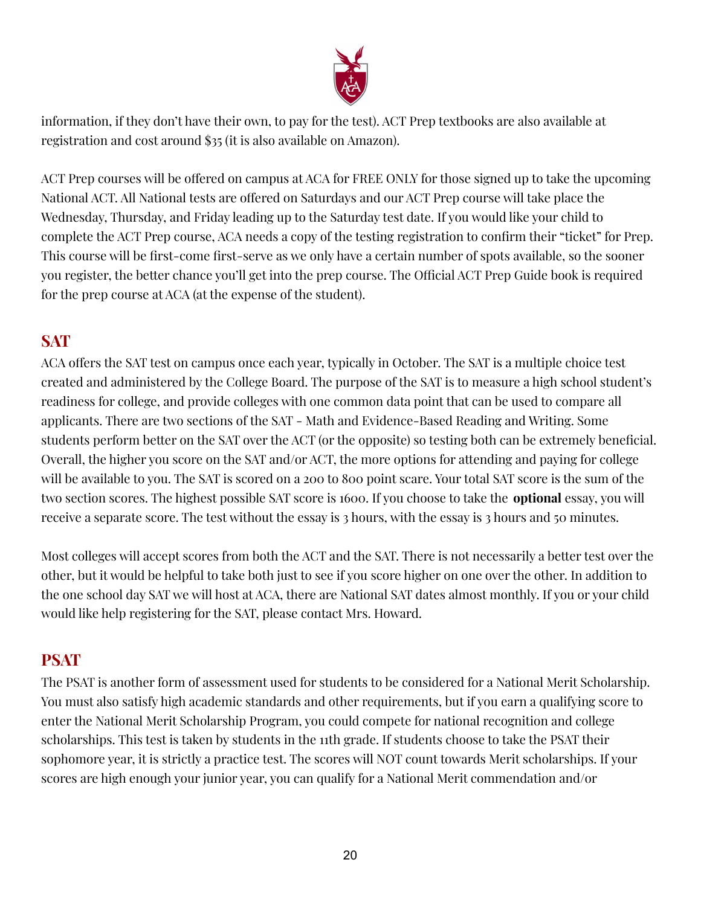information, if they don't have their own, to pay for the test). ACT Prep textbooks are also available at registration and cost around $35 (it is also available on Amazon).

ACT Prep courses will be offered on campus at ACA for FREE ONLY for those signed up to take the upcoming National ACT. All National tests are offered on Saturdays and our ACT Prep course will take place the Wednesday, Thursday, and Friday leading up to the Saturday test date. If you would like your child to complete the ACT Prep course, ACA needs a copy of the testing registration to confirm their "ticket" for Prep. This course will be first-come first-serve as we only have a certain number of spots available, so the sooner you register, the better chance you'll get into the prep course. The Official ACT Prep Guide book is required for the prep course at ACA (at the expense of the student).

## SAT

ACA offers the SAT test on campus once each year, typically in October. The SAT is a multiple choice test created and administered by the College Board. The purpose of the SAT is to measure a high school student's readiness for college, and provide colleges with one common data point that can be used to compare all applicants. There are two sections of the SAT - Math and Evidence-Based Reading and Writing. Some students perform better on the SAT over the ACT (or the opposite) so testing both can be extremely beneficial. Overall, the higher you score on the SAT and/or ACT, the more options for attending and paying for college will be available to you. The SAT is scored on a 200 to 800 point scare. Your total SAT score is the sum of the two section scores. The highest possible SAT score is 1600. If you choose to take the **optional** essay, you will receive a separate score. The test without the essay is 3 hours, with the essay is 3 hours and 50 minutes.

Most colleges will accept scores from both the ACT and the SAT. There is not necessarily a better test over the other, but it would be helpful to take both just to see if you score higher on one over the other. In addition to the one school day SAT we will host at ACA, there are National SAT dates almost monthly. If you or your child would like help registering for the SAT, please contact Mrs. Howard.

## PSAT

The PSAT is another form of assessment used for students to be considered for a National Merit Scholarship. You must also satisfy high academic standards and other requirements, but if you earn a qualifying score to enter the National Merit Scholarship Program, you could compete for national recognition and college scholarships. This test is taken by students in the 11th grade. If students choose to take the PSAT their sophomore year, it is strictly a practice test. The scores will NOT count towards Merit scholarships. If your scores are high enough your junior year, you can qualify for a National Merit commendation and/or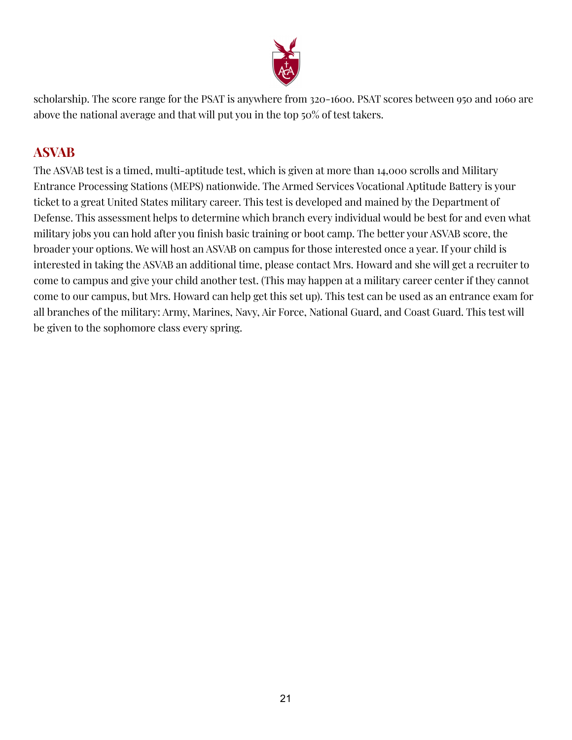scholarship. The score range for the PSAT is anywhere from 320-1600. PSAT scores between 950 and 1060 are above the national average and that will put you in the top 50% of test takers.

## ASVAB

The ASVAB test is a timed, multi-aptitude test, which is given at more than 14,000 scrolls and Military Entrance Processing Stations (MEPS) nationwide. The Armed Services Vocational Aptitude Battery is your ticket to a great United States military career. This test is developed and mained by the Department of Defense. This assessment helps to determine which branch every individual would be best for and even what military jobs you can hold after you finish basic training or boot camp. The better your ASVAB score, the broader your options. We will host an ASVAB on campus for those interested once a year. If your child is interested in taking the ASVAB an additional time, please contact Mrs. Howard and she will get a recruiter to come to campus and give your child another test. (This may happen at a military career center if they cannot come to our campus, but Mrs. Howard can help get this set up). This test can be used as an entrance exam for all branches of the military: Army, Marines, Navy, Air Force, National Guard, and Coast Guard. This test will be given to the sophomore class every spring.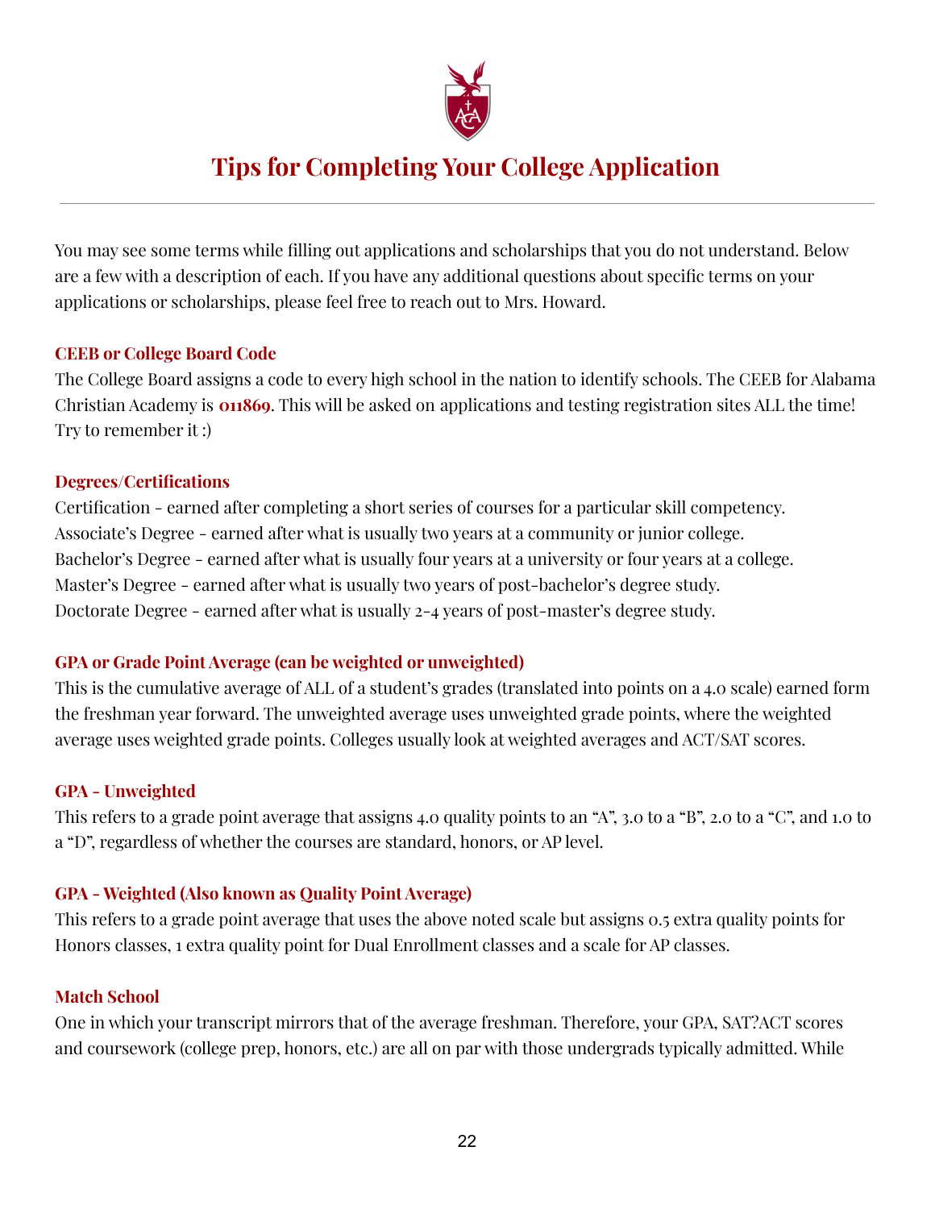# Tips for Completing Your College Application

You may see some terms while filling out applications and scholarships that you do not understand. Below are a few with a description of each. If you have any additional questions about specific terms on your applications or scholarships, please feel free to reach out to Mrs. Howard.

### CEEB or College Board Code

The College Board assigns a code to every high school in the nation to identify schools. The CEEB for Alabama Christian Academy is **011869**. This will be asked on applications and testing registration sites ALL the time! Try to remember it :)

### Degrees/Certifications

Certification - earned after completing a short series of courses for a particular skill competency.
Associate's Degree - earned after what is usually two years at a community or junior college.
Bachelor's Degree - earned after what is usually four years at a university or four years at a college.
Master's Degree - earned after what is usually two years of post-bachelor's degree study.
Doctorate Degree - earned after what is usually 2-4 years of post-master's degree study.

### GPA or Grade Point Average (can be weighted or unweighted)

This is the cumulative average of ALL of a student's grades (translated into points on a 4.0 scale) earned form the freshman year forward. The unweighted average uses unweighted grade points, where the weighted average uses weighted grade points. Colleges usually look at weighted averages and ACT/SAT scores.

### GPA - Unweighted

This refers to a grade point average that assigns 4.0 quality points to an "A", 3.0 to a "B", 2.0 to a "C", and 1.0 to a "D", regardless of whether the courses are standard, honors, or AP level.

### GPA - Weighted (Also known as Quality Point Average)

This refers to a grade point average that uses the above noted scale but assigns 0.5 extra quality points for Honors classes, 1 extra quality point for Dual Enrollment classes and a scale for AP classes.

### Match School

One in which your transcript mirrors that of the average freshman. Therefore, your GPA, SAT?ACT scores and coursework (college prep, honors, etc.) are all on par with those undergrads typically admitted. While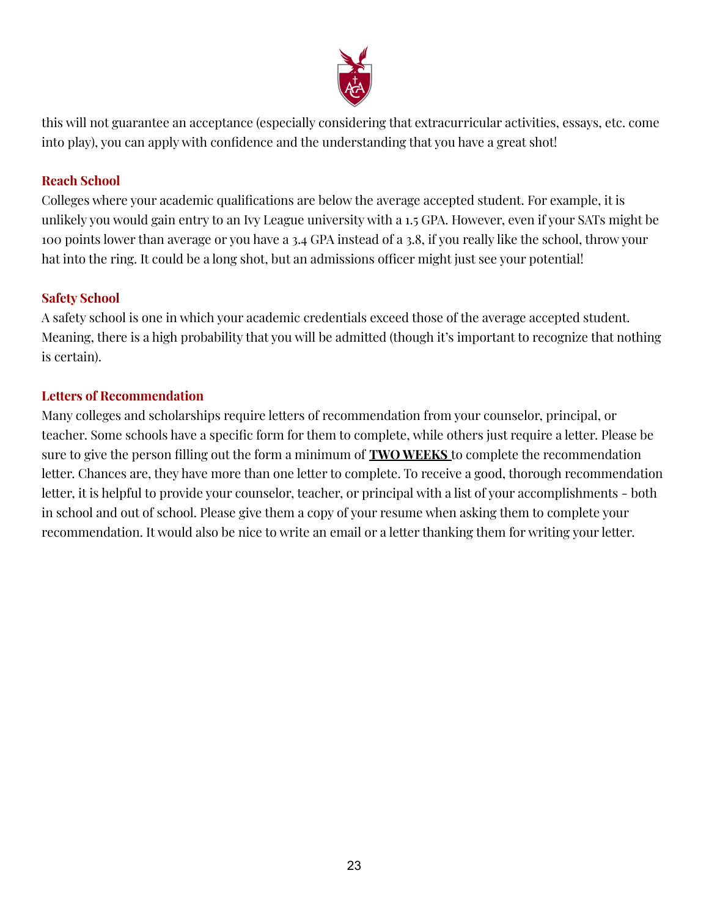this will not guarantee an acceptance (especially considering that extracurricular activities, essays, etc. come into play), you can apply with confidence and the understanding that you have a great shot!

### Reach School

Colleges where your academic qualifications are below the average accepted student. For example, it is unlikely you would gain entry to an Ivy League university with a 1.5 GPA. However, even if your SATs might be 100 points lower than average or you have a 3.4 GPA instead of a 3.8, if you really like the school, throw your hat into the ring. It could be a long shot, but an admissions officer might just see your potential!

### Safety School

A safety school is one in which your academic credentials exceed those of the average accepted student. Meaning, there is a high probability that you will be admitted (though it's important to recognize that nothing is certain).

### Letters of Recommendation

Many colleges and scholarships require letters of recommendation from your counselor, principal, or teacher. Some schools have a specific form for them to complete, while others just require a letter. Please be sure to give the person filling out the form a minimum of **TWO WEEKS** to complete the recommendation letter. Chances are, they have more than one letter to complete. To receive a good, thorough recommendation letter, it is helpful to provide your counselor, teacher, or principal with a list of your accomplishments - both in school and out of school. Please give them a copy of your resume when asking them to complete your recommendation. It would also be nice to write an email or a letter thanking them for writing your letter.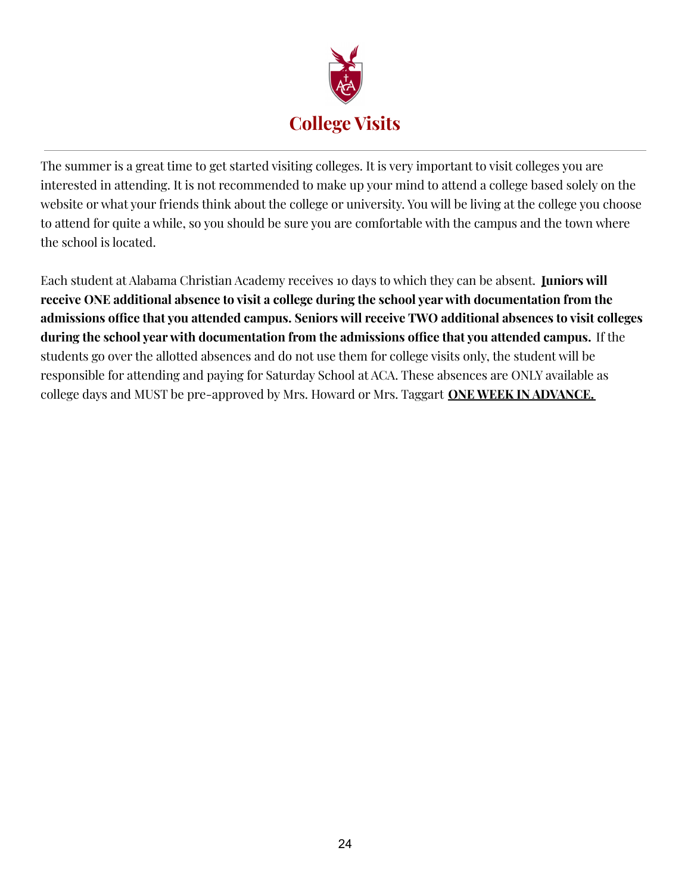# College Visits

The summer is a great time to get started visiting colleges. It is very important to visit colleges you are interested in attending. It is not recommended to make up your mind to attend a college based solely on the website or what your friends think about the college or university. You will be living at the college you choose to attend for quite a while, so you should be sure you are comfortable with the campus and the town where the school is located.

Each student at Alabama Christian Academy receives 10 days to which they can be absent. **Juniors will receive ONE additional absence to visit a college during the school year with documentation from the admissions office that you attended campus. Seniors will receive TWO additional absences to visit colleges during the school year with documentation from the admissions office that you attended campus.** If the students go over the allotted absences and do not use them for college visits only, the student will be responsible for attending and paying for Saturday School at ACA. These absences are ONLY available as college days and MUST be pre-approved by Mrs. Howard or Mrs. Taggart **<u>ONE WEEK IN ADVANCE.</u>**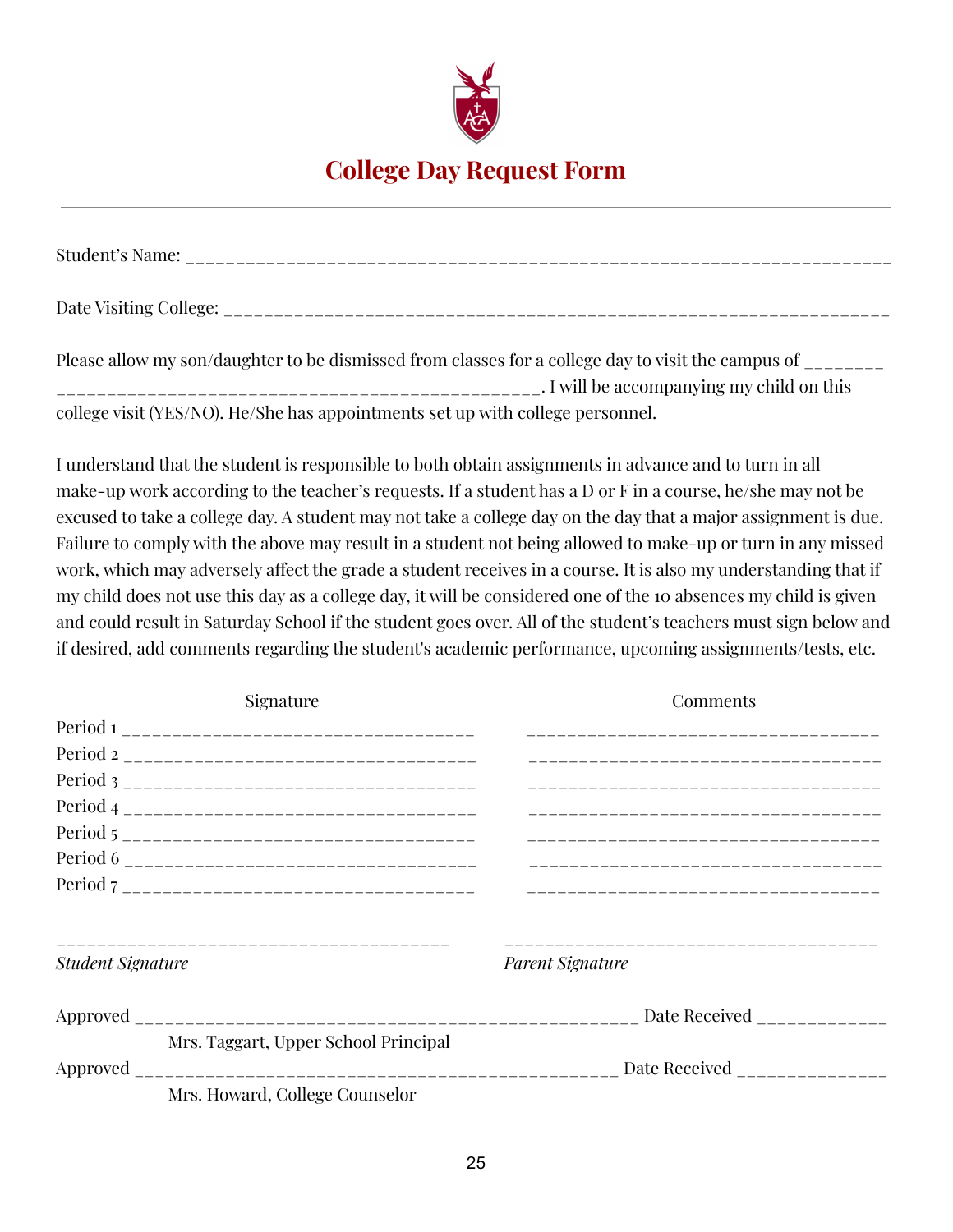# College Day Request Form

---

Student's Name: ______________________________________________________________________

Date Visiting College: ___________________________________________________________________

Please allow my son/daughter to be dismissed from classes for a college day to visit the campus of ________ __________________________________________________. I will be accompanying my child on this college visit (YES/NO). He/She has appointments set up with college personnel.

I understand that the student is responsible to both obtain assignments in advance and to turn in all make-up work according to the teacher's requests. If a student has a D or F in a course, he/she may not be excused to take a college day. A student may not take a college day on the day that a major assignment is due. Failure to comply with the above may result in a student not being allowed to make-up or turn in any missed work, which may adversely affect the grade a student receives in a course. It is also my understanding that if my child does not use this day as a college day, it will be considered one of the 10 absences my child is given and could result in Saturday School if the student goes over. All of the student's teachers must sign below and if desired, add comments regarding the student's academic performance, upcoming assignments/tests, etc.

| | Signature | Comments |
|---|---|---|
| Period 1 | ___________________________________ | ___________________________________ |
| Period 2 | ___________________________________ | ___________________________________ |
| Period 3 | ___________________________________ | ___________________________________ |
| Period 4 | ___________________________________ | ___________________________________ |
| Period 5 | ___________________________________ | ___________________________________ |
| Period 6 | ___________________________________ | ___________________________________ |
| Period 7 | ___________________________________ | ___________________________________ |

________________________________________ &nbsp;&nbsp;&nbsp;&nbsp; ________________________________________

*Student Signature* &nbsp;&nbsp;&nbsp;&nbsp; *Parent Signature*

Approved __________________________________________________ Date Received ____________

Mrs. Taggart, Upper School Principal

Approved ________________________________________________ Date Received ______________

Mrs. Howard, College Counselor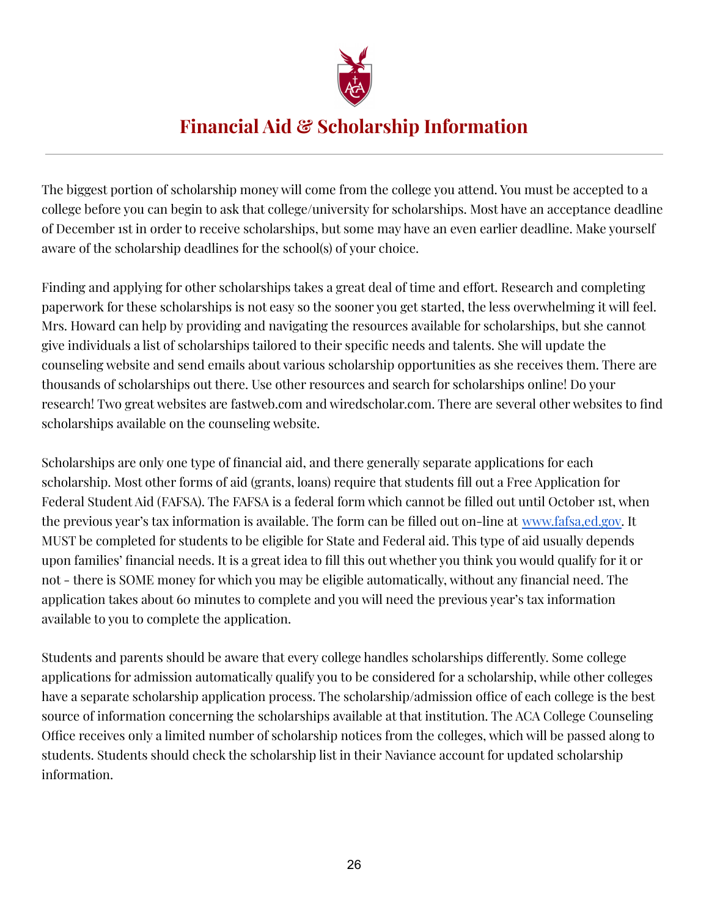# Financial Aid & Scholarship Information

The biggest portion of scholarship money will come from the college you attend. You must be accepted to a college before you can begin to ask that college/university for scholarships. Most have an acceptance deadline of December 1st in order to receive scholarships, but some may have an even earlier deadline. Make yourself aware of the scholarship deadlines for the school(s) of your choice.

Finding and applying for other scholarships takes a great deal of time and effort. Research and completing paperwork for these scholarships is not easy so the sooner you get started, the less overwhelming it will feel. Mrs. Howard can help by providing and navigating the resources available for scholarships, but she cannot give individuals a list of scholarships tailored to their specific needs and talents. She will update the counseling website and send emails about various scholarship opportunities as she receives them. There are thousands of scholarships out there. Use other resources and search for scholarships online! Do your research! Two great websites are fastweb.com and wiredscholar.com. There are several other websites to find scholarships available on the counseling website.

Scholarships are only one type of financial aid, and there generally separate applications for each scholarship. Most other forms of aid (grants, loans) require that students fill out a Free Application for Federal Student Aid (FAFSA). The FAFSA is a federal form which cannot be filled out until October 1st, when the previous year's tax information is available. The form can be filled out on-line at [www.fafsa.ed.gov](http://www.fafsa.ed.gov). It MUST be completed for students to be eligible for State and Federal aid. This type of aid usually depends upon families' financial needs. It is a great idea to fill this out whether you think you would qualify for it or not - there is SOME money for which you may be eligible automatically, without any financial need. The application takes about 60 minutes to complete and you will need the previous year's tax information available to you to complete the application.

Students and parents should be aware that every college handles scholarships differently. Some college applications for admission automatically qualify you to be considered for a scholarship, while other colleges have a separate scholarship application process. The scholarship/admission office of each college is the best source of information concerning the scholarships available at that institution. The ACA College Counseling Office receives only a limited number of scholarship notices from the colleges, which will be passed along to students. Students should check the scholarship list in their Naviance account for updated scholarship information.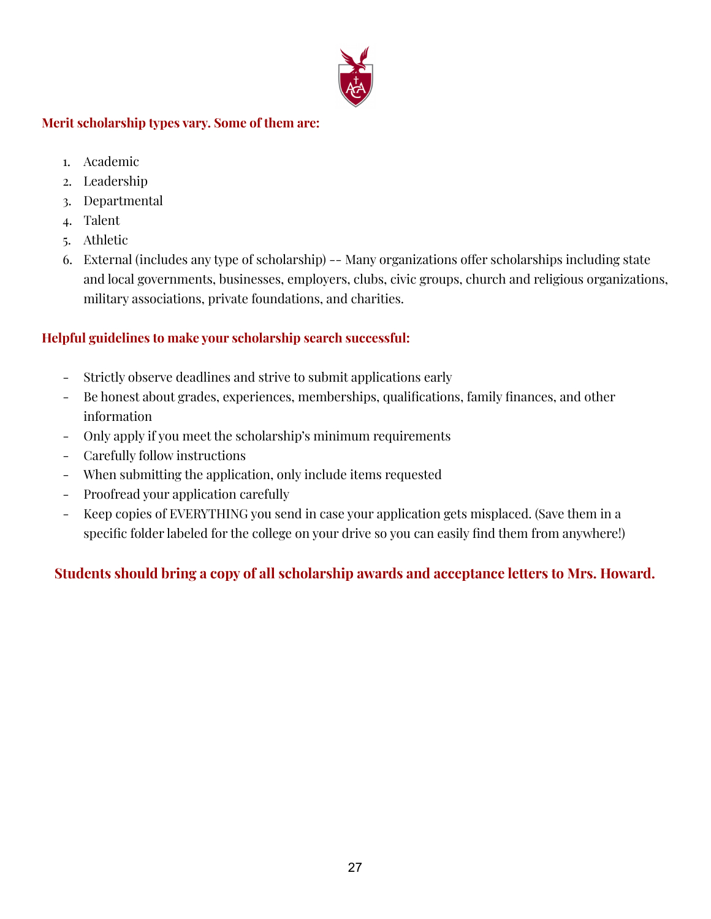**Merit scholarship types vary. Some of them are:**

1. Academic
2. Leadership
3. Departmental
4. Talent
5. Athletic
6. External (includes any type of scholarship) -- Many organizations offer scholarships including state and local governments, businesses, employers, clubs, civic groups, church and religious organizations, military associations, private foundations, and charities.

**Helpful guidelines to make your scholarship search successful:**

- Strictly observe deadlines and strive to submit applications early
- Be honest about grades, experiences, memberships, qualifications, family finances, and other information
- Only apply if you meet the scholarship's minimum requirements
- Carefully follow instructions
- When submitting the application, only include items requested
- Proofread your application carefully
- Keep copies of EVERYTHING you send in case your application gets misplaced. (Save them in a specific folder labeled for the college on your drive so you can easily find them from anywhere!)

**Students should bring a copy of all scholarship awards and acceptance letters to Mrs. Howard.**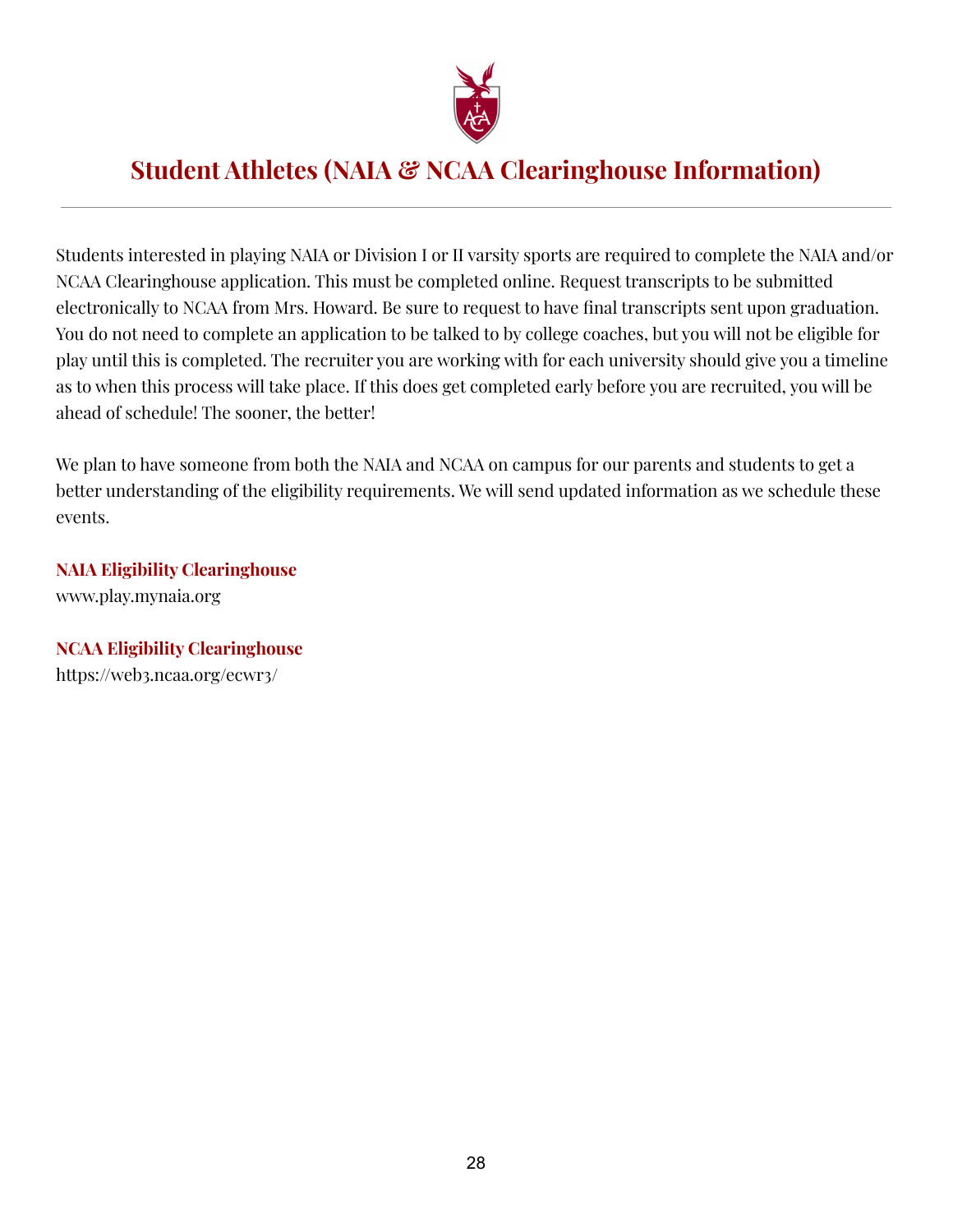# Student Athletes (NAIA & NCAA Clearinghouse Information)

---

Students interested in playing NAIA or Division I or II varsity sports are required to complete the NAIA and/or NCAA Clearinghouse application. This must be completed online. Request transcripts to be submitted electronically to NCAA from Mrs. Howard. Be sure to request to have final transcripts sent upon graduation. You do not need to complete an application to be talked to by college coaches, but you will not be eligible for play until this is completed. The recruiter you are working with for each university should give you a timeline as to when this process will take place. If this does get completed early before you are recruited, you will be ahead of schedule! The sooner, the better!

We plan to have someone from both the NAIA and NCAA on campus for our parents and students to get a better understanding of the eligibility requirements. We will send updated information as we schedule these events.

**NAIA Eligibility Clearinghouse**
www.play.mynaia.org

**NCAA Eligibility Clearinghouse**
https://web3.ncaa.org/ecwr3/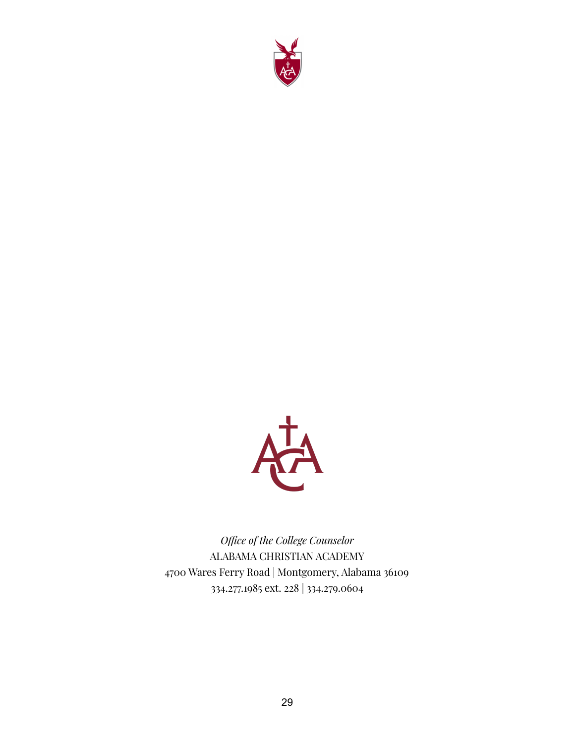*Office of the College Counselor*

ALABAMA CHRISTIAN ACADEMY

4700 Wares Ferry Road | Montgomery, Alabama 36109

334.277.1985 ext. 228 | 334.279.0604